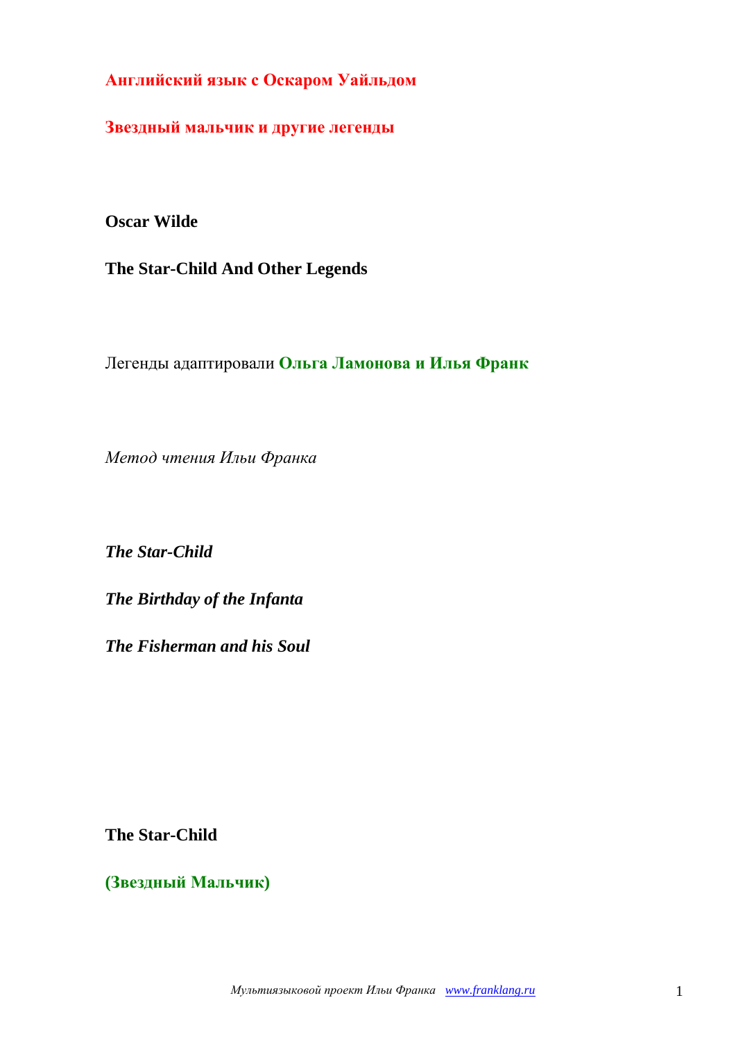**Английский язык с Оскаром Уайльдом**

**Звездный мальчик и другие легенды**

**Oscar Wilde**

**The Star-Child And Other Legends**

Легенды адаптировали **Ольга Ламонова и Илья Франк**

*Метод чтения Ильи Франка*

***The Star-Child***

***The Birthday of the Infanta***

***The Fisherman and his Soul***

# The Star-Child

**(Звездный Мальчик)**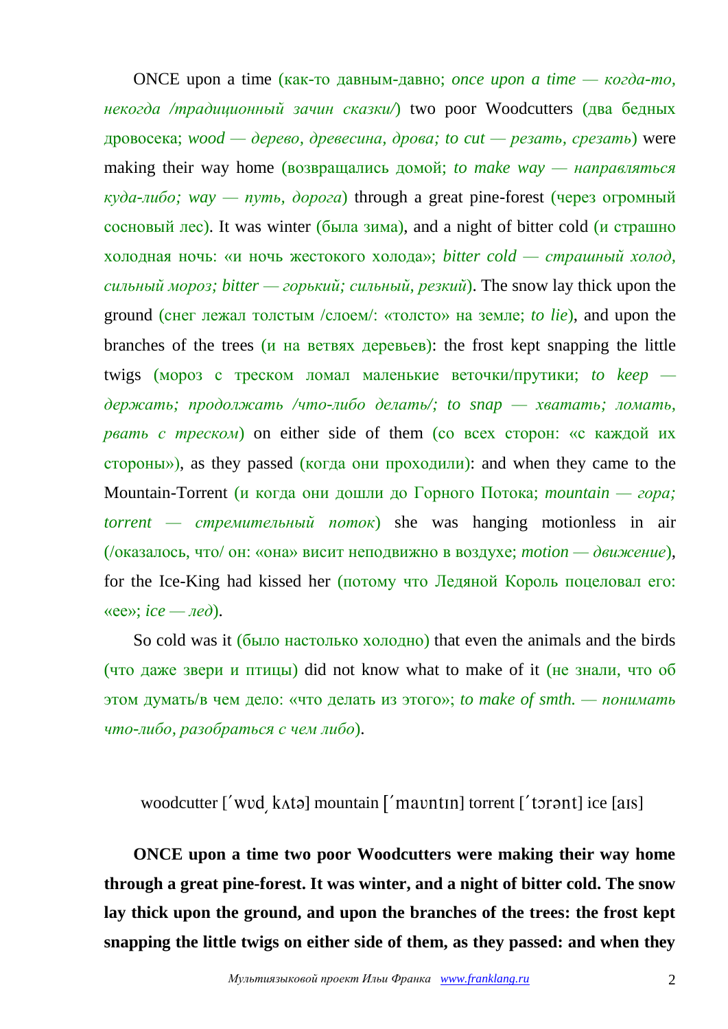ONCE upon a time (как-то давным-давно; *once upon a time — когда-то, некогда /традиционный зачин сказки/*) two poor Woodcutters (два бедных дровосека; *wood — дерево, древесина, дрова; to cut — резать, срезать*) were making their way home (возвращались домой; *to make way — направляться куда-либо; way — путь, дорога*) through a great pine-forest (через огромный сосновый лес). It was winter (была зима), and a night of bitter cold (и страшно холодная ночь: «и ночь жестокого холода»; *bitter cold — страшный холод, сильный мороз; bitter — горький; сильный, резкий*). The snow lay thick upon the ground (снег лежал толстым /слоем/: «толсто» на земле; *to lie*), and upon the branches of the trees (и на ветвях деревьев): the frost kept snapping the little twigs (мороз с треском ломал маленькие веточки/прутики; *to keep — держать; продолжать /что-либо делать/; to snap — хватать; ломать, рвать с треском*) on either side of them (со всех сторон: «с каждой их стороны»), as they passed (когда они проходили): and when they came to the Mountain-Torrent (и когда они дошли до Горного Потока; *mountain — гора; torrent — стремительный поток*) she was hanging motionless in air (/оказалось, что/ он: «она» висит неподвижно в воздухе; *motion — движение*), for the Ice-King had kissed her (потому что Ледяной Король поцеловал его: «ее»; *ice — лед*).

So cold was it (было настолько холодно) that even the animals and the birds (что даже звери и птицы) did not know what to make of it (не знали, что об этом думать/в чем дело: «что делать из этого»; *to make of smth. — понимать что-либо, разобраться с чем либо*).

woodcutter [ˈwʊdˌkʌtə] mountain [ˈmaʊntɪn] torrent [ˈtɔrənt] ice [aɪs]

**ONCE upon a time two poor Woodcutters were making their way home through a great pine-forest. It was winter, and a night of bitter cold. The snow lay thick upon the ground, and upon the branches of the trees: the frost kept snapping the little twigs on either side of them, as they passed: and when they**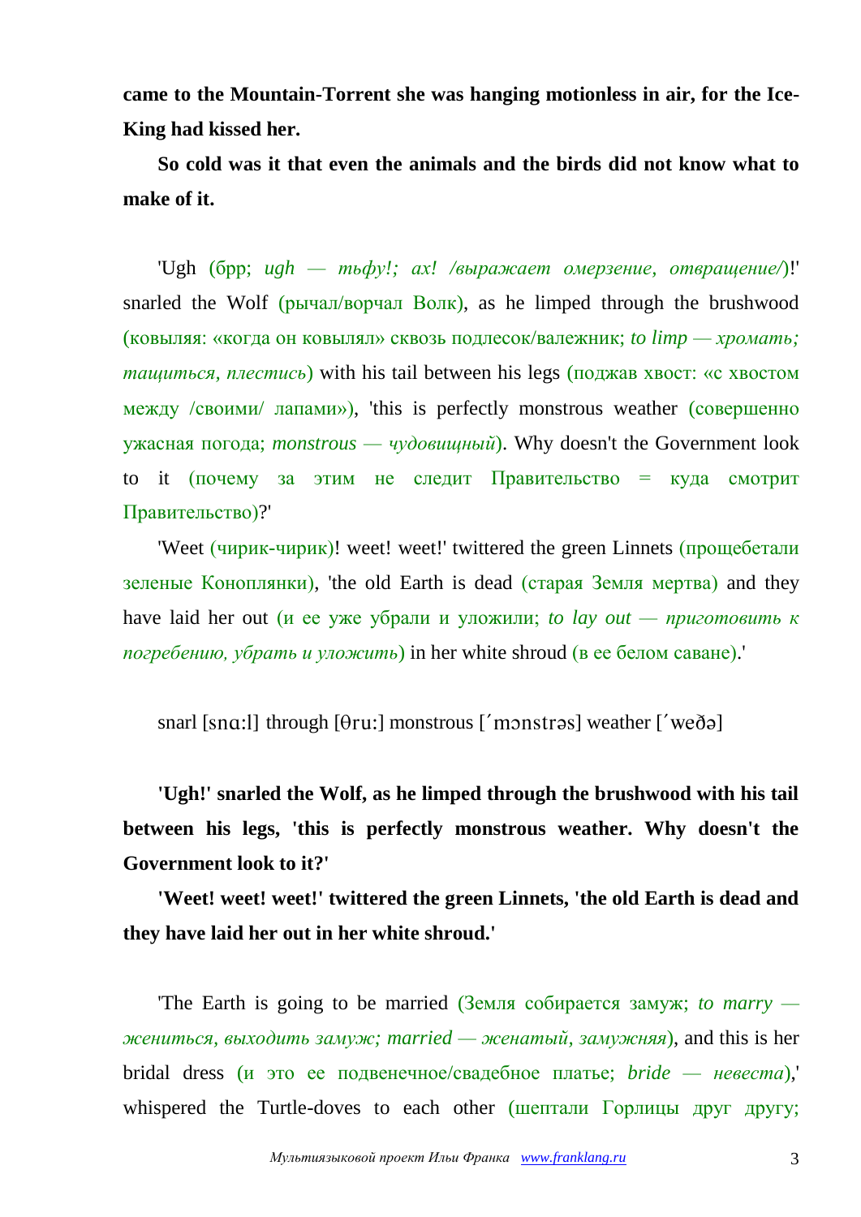**came to the Mountain-Torrent she was hanging motionless in air, for the Ice-King had kissed her.**

**So cold was it that even the animals and the birds did not know what to make of it.**

'Ugh (брр; *ugh — тьфу!; ах! /выражает омерзение, отвращение/*)!' snarled the Wolf (рычал/ворчал Волк), as he limped through the brushwood (ковыляя: «когда он ковылял» сквозь подлесок/валежник; *to limp — хромать; тащиться, плестись*) with his tail between his legs (поджав хвост: «с хвостом между /своими/ лапами»), 'this is perfectly monstrous weather (совершенно ужасная погода; *monstrous — чудовищный*). Why doesn't the Government look to it (почему за этим не следит Правительство = куда смотрит Правительство)?'

'Weet (чирик-чирик)! weet! weet!' twittered the green Linnets (прощебетали зеленые Коноплянки), 'the old Earth is dead (старая Земля мертва) and they have laid her out (и ее уже убрали и уложили; *to lay out — приготовить к погребению, убрать и уложить*) in her white shroud (в ее белом саване).'

snarl [snɑ:l] through [θru:] monstrous [ˊmɔnstrəs] weather [ˊweðə]

**'Ugh!' snarled the Wolf, as he limped through the brushwood with his tail between his legs, 'this is perfectly monstrous weather. Why doesn't the Government look to it?'**

**'Weet! weet! weet!' twittered the green Linnets, 'the old Earth is dead and they have laid her out in her white shroud.'**

'The Earth is going to be married (Земля собирается замуж; *to marry — жениться, выходить замуж; married — женатый, замужняя*), and this is her bridal dress (и это ее подвенечное/свадебное платье; *bride — невеста*),' whispered the Turtle-doves to each other (шептали Горлицы друг другу;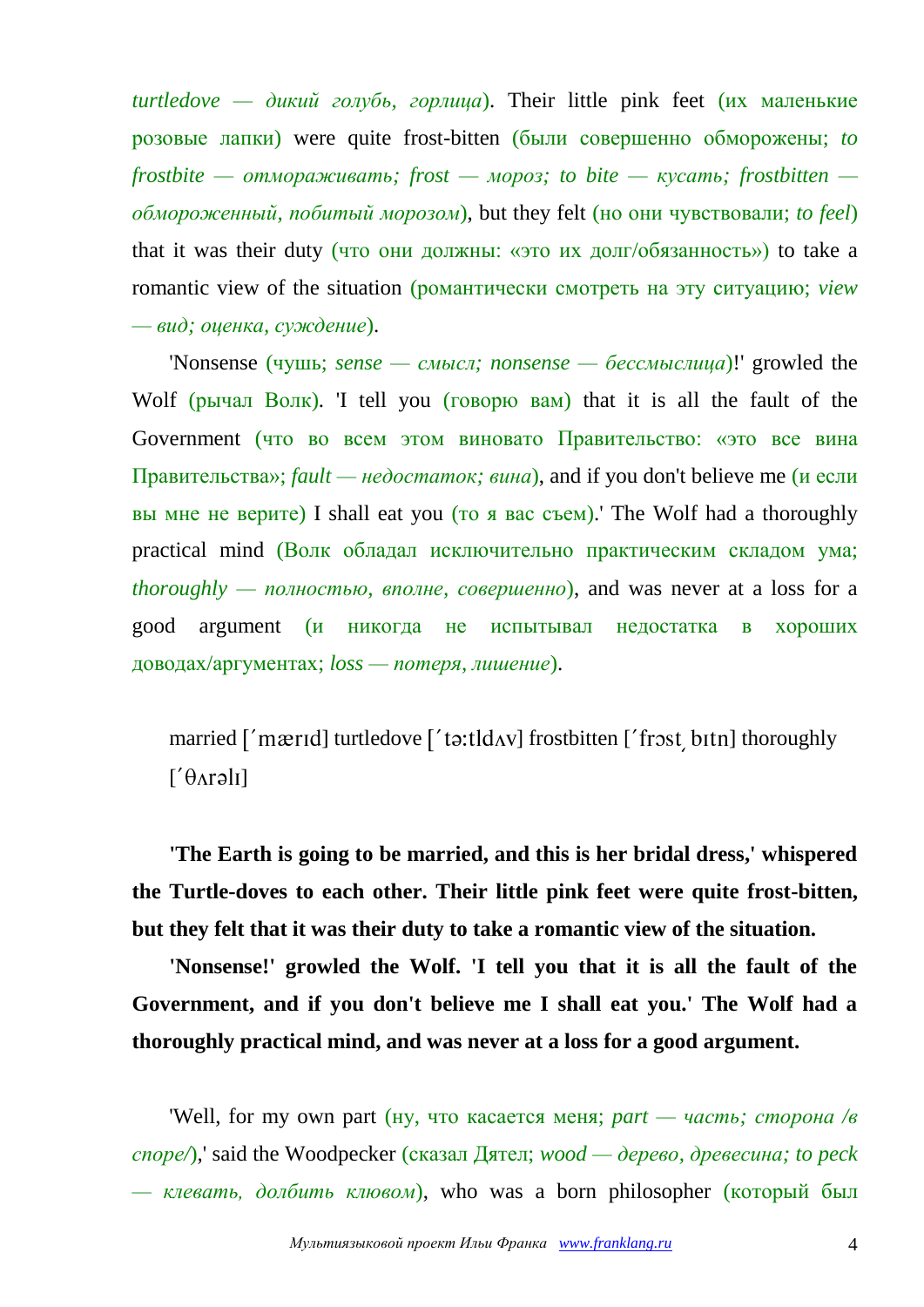*turtledove — дикий голубь, горлица*). Their little pink feet (их маленькие розовые лапки) were quite frost-bitten (были совершенно обморожены; *to frostbite — отмораживать; frost — мороз; to bite — кусать; frostbitten — обмороженный, побитый морозом*), but they felt (но они чувствовали; *to feel*) that it was their duty (что они должны: «это их долг/обязанность») to take a romantic view of the situation (романтически смотреть на эту ситуацию; *view — вид; оценка, суждение*).

'Nonsense (чушь; *sense — смысл; nonsense — бессмыслица*)!' growled the Wolf (рычал Волк). 'I tell you (говорю вам) that it is all the fault of the Government (что во всем этом виновато Правительство: «это все вина Правительства»; *fault — недостаток; вина*), and if you don't believe me (и если вы мне не верите) I shall eat you (то я вас съем).' The Wolf had a thoroughly practical mind (Волк обладал исключительно практическим складом ума; *thoroughly — полностью, вполне, совершенно*), and was never at a loss for a good argument (и никогда не испытывал недостатка в хороших доводах/аргументах; *loss — потеря, лишение*).

married [´mærɪd] turtledove [´tə:tldʌv] frostbitten [´frɔst¸bɪtn] thoroughly [´θʌrəlɪ]

**'The Earth is going to be married, and this is her bridal dress,' whispered the Turtle-doves to each other. Their little pink feet were quite frost-bitten, but they felt that it was their duty to take a romantic view of the situation.**

**'Nonsense!' growled the Wolf. 'I tell you that it is all the fault of the Government, and if you don't believe me I shall eat you.' The Wolf had a thoroughly practical mind, and was never at a loss for a good argument.**

'Well, for my own part (ну, что касается меня; *part — часть; сторона /в споре/*),' said the Woodpecker (сказал Дятел; *wood — дерево, древесина; to peck — клевать, долбить клювом*), who was a born philosopher (который был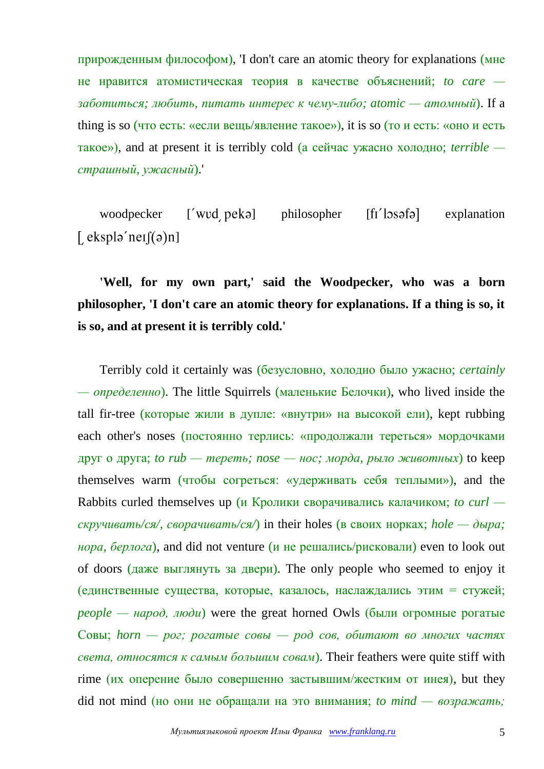прирожденным философом), 'I don't care an atomic theory for explanations (мне не нравится атомистическая теория в качестве объяснений; *to care — заботиться; любить, питать интерес к чему-либо; atomic — атомный*). If a thing is so (что есть: «если вещь/явление такое»), it is so (то и есть: «оно и есть такое»), and at present it is terribly cold (а сейчас ужасно холодно; *terrible — страшный, ужасный*).'

woodpecker [ˈwʊdˌpekə] philosopher [fɪˈlɔsəfə] explanation [ˌekspləˈneɪʃ(ə)n]

**'Well, for my own part,' said the Woodpecker, who was a born philosopher, 'I don't care an atomic theory for explanations. If a thing is so, it is so, and at present it is terribly cold.'**

Terribly cold it certainly was (безусловно, холодно было ужасно; *certainly — определенно*). The little Squirrels (маленькие Белочки), who lived inside the tall fir-tree (которые жили в дупле: «внутри» на высокой ели), kept rubbing each other's noses (постоянно терлись: «продолжали тереться» мордочками друг о друга; *to rub — тереть; nose — нос; морда, рыло животных*) to keep themselves warm (чтобы согреться: «удерживать себя теплыми»), and the Rabbits curled themselves up (и Кролики сворачивались калачиком; *to curl — скручивать/ся/, сворачивать/ся/*) in their holes (в своих норках; *hole — дыра; нора, берлога*), and did not venture (и не решались/рисковали) even to look out of doors (даже выглянуть за двери). The only people who seemed to enjoy it (единственные существа, которые, казалось, наслаждались этим = стужей; *people — народ, люди*) were the great horned Owls (были огромные рогатые Совы; *horn — рог; рогатые совы — род сов, обитают во многих частях света, относятся к самым большим совам*). Their feathers were quite stiff with rime (их оперение было совершенно застывшим/жестким от инея), but they did not mind (но они не обращали на это внимания; *to mind — возражать;*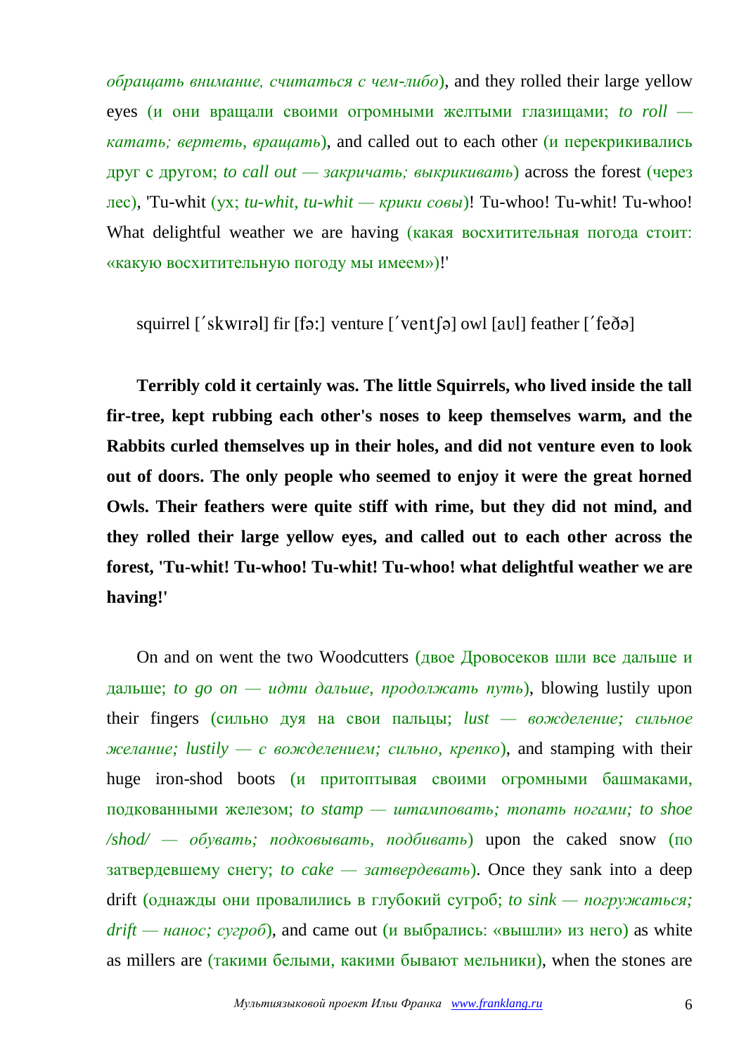*обращать внимание, считаться с чем-либо*), and they rolled their large yellow eyes (и они вращали своими огромными желтыми глазищами; *to roll — катать; вертеть, вращать*), and called out to each other (и перекрикивались друг с другом; *to call out — закричать; выкрикивать*) across the forest (через лес), 'Tu-whit (ух; *tu-whit, tu-whit — крики совы*)! Tu-whoo! Tu-whit! Tu-whoo! What delightful weather we are having (какая восхитительная погода стоит: «какую восхитительную погоду мы имеем»)!'

squirrel [´skwɪrəl] fir [fə:] venture [´ventʃə] owl [aʊl] feather [´feðə]

**Terribly cold it certainly was. The little Squirrels, who lived inside the tall fir-tree, kept rubbing each other's noses to keep themselves warm, and the Rabbits curled themselves up in their holes, and did not venture even to look out of doors. The only people who seemed to enjoy it were the great horned Owls. Their feathers were quite stiff with rime, but they did not mind, and they rolled their large yellow eyes, and called out to each other across the forest, 'Tu-whit! Tu-whoo! Tu-whit! Tu-whoo! what delightful weather we are having!'**

On and on went the two Woodcutters (двое Дровосеков шли все дальше и дальше; *to go on — идти дальше, продолжать путь*), blowing lustily upon their fingers (сильно дуя на свои пальцы; *lust — вожделение; сильное желание; lustily — с вожделением; сильно, крепко*), and stamping with their huge iron-shod boots (и притоптывая своими огромными башмаками, подкованными железом; *to stamp — штамповать; топать ногами; to shoe /shod/ — обувать; подковывать, подбивать*) upon the caked snow (по затвердевшему снегу; *to cake — затвердевать*). Once they sank into a deep drift (однажды они провалились в глубокий сугроб; *to sink — погружаться; drift — нанос; сугроб*), and came out (и выбрались: «вышли» из него) as white as millers are (такими белыми, какими бывают мельники), when the stones are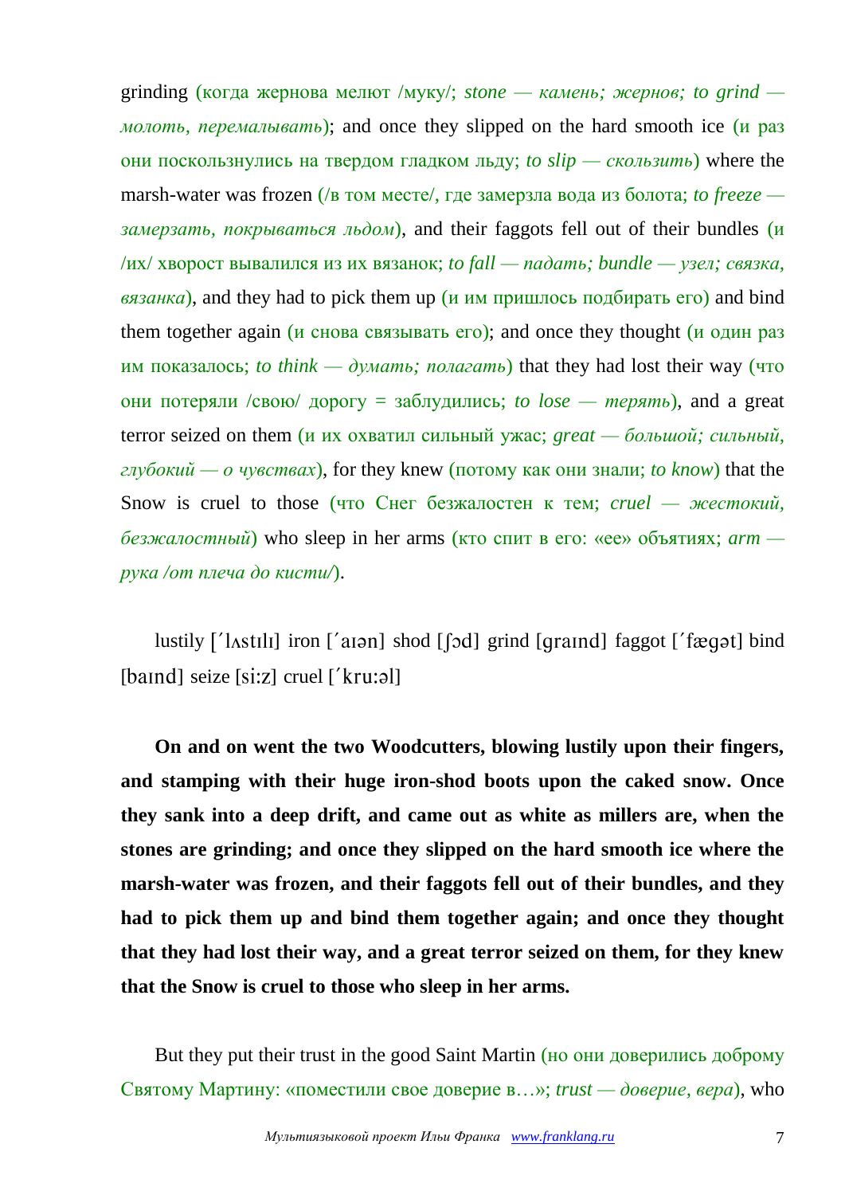grinding (когда жернова мелют /муку/; *stone — камень; жернов; to grind — молоть, перемалывать*); and once they slipped on the hard smooth ice (и раз они поскользнулись на твердом гладком льду; *to slip — скользить*) where the marsh-water was frozen (/в том месте/, где замерзла вода из болота; *to freeze — замерзать, покрываться льдом*), and their faggots fell out of their bundles (и /их/ хворост вывалился из их вязанок; *to fall — падать; bundle — узел; связка, вязанка*), and they had to pick them up (и им пришлось подбирать его) and bind them together again (и снова связывать его); and once they thought (и один раз им показалось; *to think — думать; полагать*) that they had lost their way (что они потеряли /свою/ дорогу = заблудились; *to lose — терять*), and a great terror seized on them (и их охватил сильный ужас; *great — большой; сильный, глубокий — о чувствах*), for they knew (потому как они знали; *to know*) that the Snow is cruel to those (что Снег безжалостен к тем; *cruel — жестокий, безжалостный*) who sleep in her arms (кто спит в его: «ее» объятиях; *arm — рука /от плеча до кисти/*).

lustily [ˈlʌstɪlɪ] iron [ˈaɪən] shod [ʃɔd] grind [graɪnd] faggot [ˈfægət] bind [baɪnd] seize [siːz] cruel [ˈkruːəl]

**On and on went the two Woodcutters, blowing lustily upon their fingers, and stamping with their huge iron-shod boots upon the caked snow. Once they sank into a deep drift, and came out as white as millers are, when the stones are grinding; and once they slipped on the hard smooth ice where the marsh-water was frozen, and their faggots fell out of their bundles, and they had to pick them up and bind them together again; and once they thought that they had lost their way, and a great terror seized on them, for they knew that the Snow is cruel to those who sleep in her arms.**

But they put their trust in the good Saint Martin (но они доверились доброму Святому Мартину: «поместили свое доверие в…»; *trust — доверие, вера*), who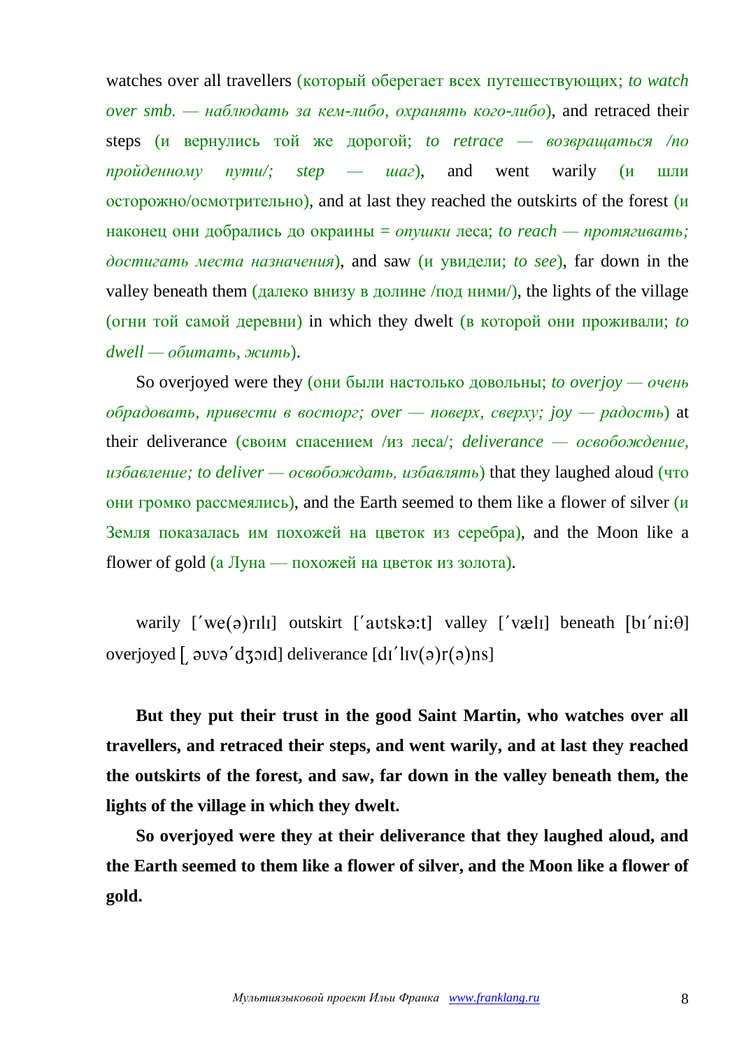watches over all travellers (который оберегает всех путешествующих; *to watch over smb. — наблюдать за кем-либо, охранять кого-либо*), and retraced their steps (и вернулись той же дорогой; *to retrace — возвращаться /по пройденному пути/; step — шаг*), and went warily (и шли осторожно/осмотрительно), and at last they reached the outskirts of the forest (и наконец они добрались до окраины = *опушки* леса; *to reach — протягивать; достигать места назначения*), and saw (и увидели; *to see*), far down in the valley beneath them (далеко внизу в долине /под ними/), the lights of the village (огни той самой деревни) in which they dwelt (в которой они проживали; *to dwell — обитать, жить*).

So overjoyed were they (они были настолько довольны; *to overjoy — очень обрадовать, привести в восторг; over — поверх, сверху; joy — радость*) at their deliverance (своим спасением /из леса/; *deliverance — освобождение, избавление; to deliver — освобождать, избавлять*) that they laughed aloud (что они громко рассмеялись), and the Earth seemed to them like a flower of silver (и Земля показалась им похожей на цветок из серебра), and the Moon like a flower of gold (а Луна — похожей на цветок из золота).

warily [ˊwe(ə)rɪlɪ] outskirt [ˊaʊtskə:t] valley [ˊvælɪ] beneath [bɪˊni:θ] overjoyed [ˌəʊvəˊdʒɔɪd] deliverance [dɪˊlɪv(ə)r(ə)ns]

**But they put their trust in the good Saint Martin, who watches over all travellers, and retraced their steps, and went warily, and at last they reached the outskirts of the forest, and saw, far down in the valley beneath them, the lights of the village in which they dwelt.**

**So overjoyed were they at their deliverance that they laughed aloud, and the Earth seemed to them like a flower of silver, and the Moon like a flower of gold.**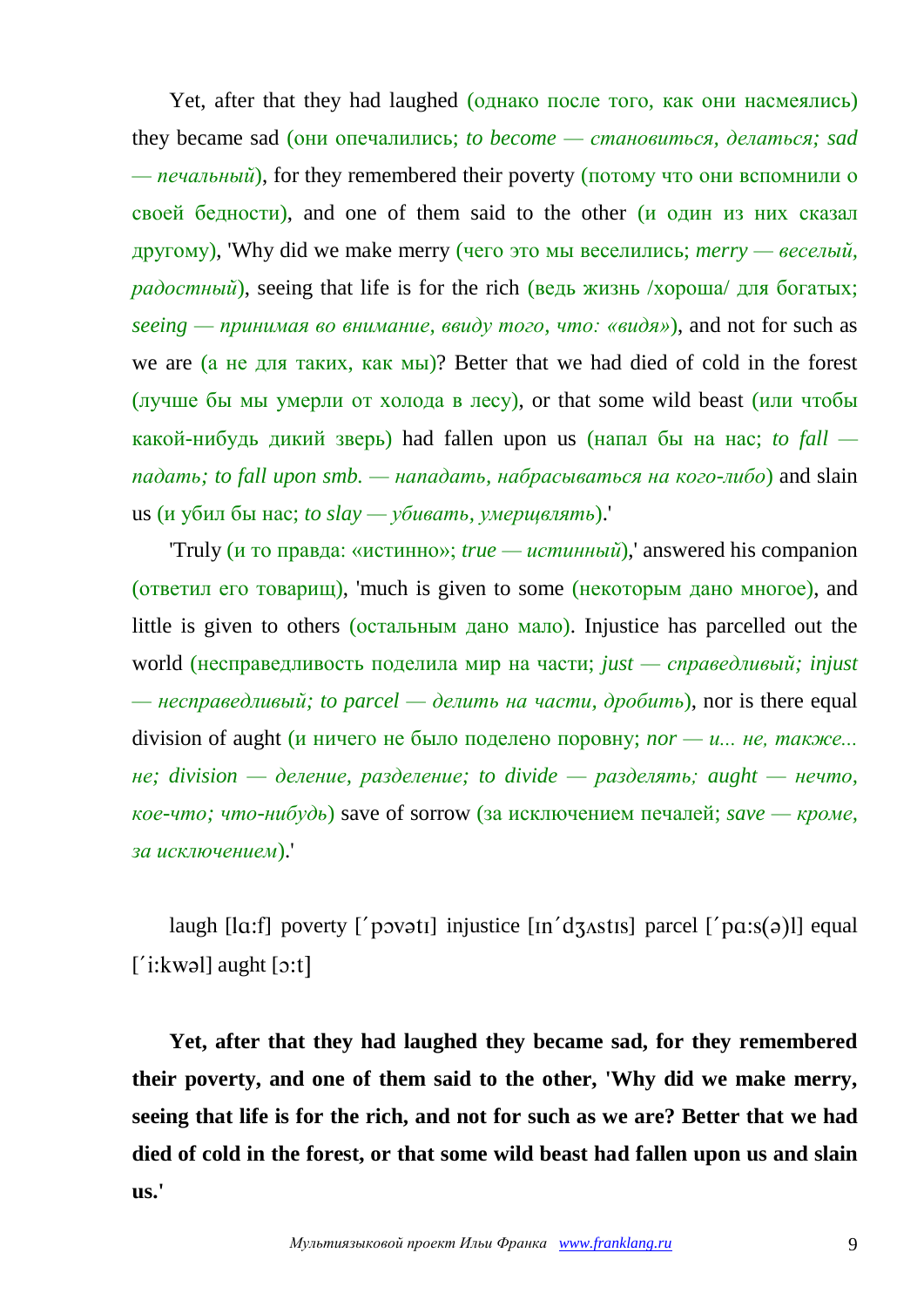Yet, after that they had laughed (однако после того, как они насмеялись) they became sad (они опечалились; *to become — становиться, делаться; sad — печальный*), for they remembered their poverty (потому что они вспомнили о своей бедности), and one of them said to the other (и один из них сказал другому), 'Why did we make merry (чего это мы веселились; *merry — веселый, радостный*), seeing that life is for the rich (ведь жизнь /хороша/ для богатых; *seeing — принимая во внимание, ввиду того, что: «видя»*), and not for such as we are (а не для таких, как мы)? Better that we had died of cold in the forest (лучше бы мы умерли от холода в лесу), or that some wild beast (или чтобы какой-нибудь дикий зверь) had fallen upon us (напал бы на нас; *to fall — падать; to fall upon smb. — нападать, набрасываться на кого-либо*) and slain us (и убил бы нас; *to slay — убивать, умерщвлять*).'

'Truly (и то правда: «истинно»; *true — истинный*),' answered his companion (ответил его товарищ), 'much is given to some (некоторым дано многое), and little is given to others (остальным дано мало). Injustice has parcelled out the world (несправедливость поделила мир на части; *just — справедливый; injust — несправедливый; to parcel — делить на части, дробить*), nor is there equal division of aught (и ничего не было поделено поровну; *nor — и... не, также... не; division — деление, разделение; to divide — разделять; aught — нечто, кое-что; что-нибудь*) save of sorrow (за исключением печалей; *save — кроме, за исключением*).'

laugh [lɑ:f] poverty [ˊpɔvətɪ] injustice [ɪnˊdʒʌstɪs] parcel [ˊpɑ:s(ə)l] equal [ˊi:kwəl] aught [ɔ:t]

**Yet, after that they had laughed they became sad, for they remembered their poverty, and one of them said to the other, 'Why did we make merry, seeing that life is for the rich, and not for such as we are? Better that we had died of cold in the forest, or that some wild beast had fallen upon us and slain us.'**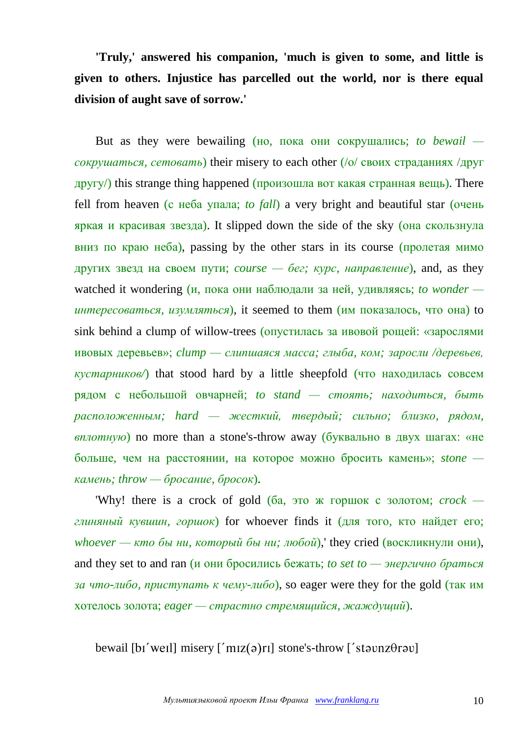**'Truly,' answered his companion, 'much is given to some, and little is given to others. Injustice has parcelled out the world, nor is there equal division of aught save of sorrow.'**

But as they were bewailing (но, пока они сокрушались; *to bewail — сокрушаться, сетовать*) their misery to each other (/о/ своих страданиях /друг другу/) this strange thing happened (произошла вот какая странная вещь). There fell from heaven (с неба упала; *to fall*) a very bright and beautiful star (очень яркая и красивая звезда). It slipped down the side of the sky (она скользнула вниз по краю неба), passing by the other stars in its course (пролетая мимо других звезд на своем пути; *course — бег; курс, направление*), and, as they watched it wondering (и, пока они наблюдали за ней, удивляясь; *to wonder — интересоваться, изумляться*), it seemed to them (им показалось, что она) to sink behind a clump of willow-trees (опустилась за ивовой рощей: «зарослями ивовых деревьев»; *clump — слипшаяся масса; глыба, ком; заросли /деревьев, кустарников/*) that stood hard by a little sheepfold (что находилась совсем рядом с небольшой овчарней; *to stand — стоять; находиться, быть расположенным; hard — жесткий, твердый; сильно; близко, рядом, вплотную*) no more than a stone's-throw away (буквально в двух шагах: «не больше, чем на расстоянии, на которое можно бросить камень»; *stone — камень; throw — бросание, бросок*).

'Why! there is a crock of gold (ба, это ж горшок с золотом; *crock — глиняный кувшин, горшок*) for whoever finds it (для того, кто найдет его; *whoever — кто бы ни, который бы ни; любой*),' they cried (воскликнули они), and they set to and ran (и они бросились бежать; *to set to — энергично браться за что-либо, приступать к чему-либо*), so eager were they for the gold (так им хотелось золота; *eager — страстно стремящийся, жаждущий*).

bewail [bɪˊweɪl] misery [ˊmɪz(ə)rɪ] stone's-throw [ˊstəʊnzθrəʊ]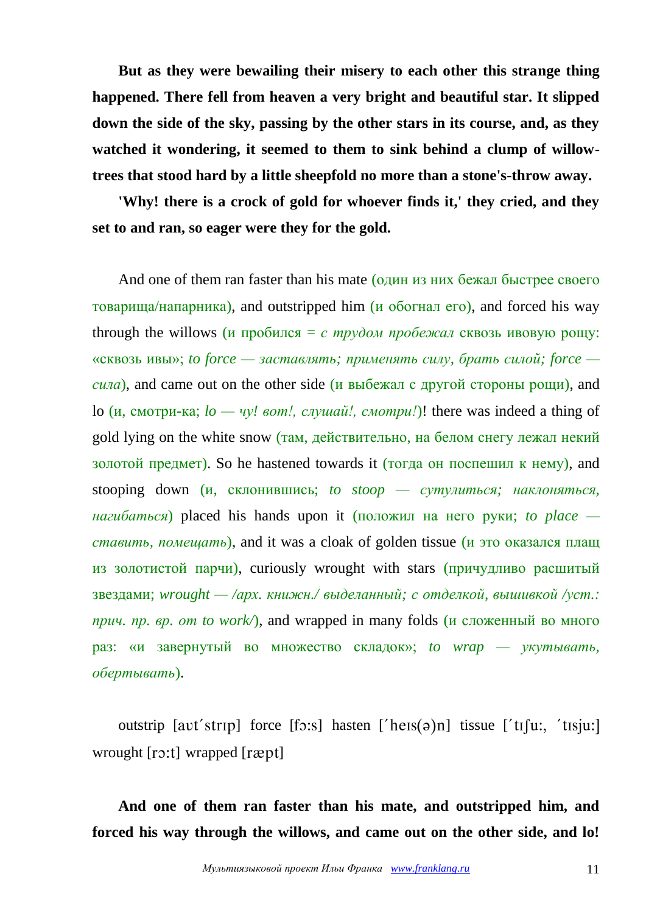**But as they were bewailing their misery to each other this strange thing happened. There fell from heaven a very bright and beautiful star. It slipped down the side of the sky, passing by the other stars in its course, and, as they watched it wondering, it seemed to them to sink behind a clump of willow-trees that stood hard by a little sheepfold no more than a stone's-throw away.**

**'Why! there is a crock of gold for whoever finds it,' they cried, and they set to and ran, so eager were they for the gold.**

And one of them ran faster than his mate (один из них бежал быстрее своего товарища/напарника), and outstripped him (и обогнал его), and forced his way through the willows (и пробился = *с трудом пробежал* сквозь ивовую рощу: «сквозь ивы»; *to force — заставлять; применять силу, брать силой; force — сила*), and came out on the other side (и выбежал с другой стороны рощи), and lo (и, смотри-ка; *lo — чу! вот!, слушай!, смотри!*)! there was indeed a thing of gold lying on the white snow (там, действительно, на белом снегу лежал некий золотой предмет). So he hastened towards it (тогда он поспешил к нему), and stooping down (и, склонившись; *to stoop — сутулиться; наклоняться, нагибаться*) placed his hands upon it (положил на него руки; *to place — ставить, помещать*), and it was a cloak of golden tissue (и это оказался плащ из золотистой парчи), curiously wrought with stars (причудливо расшитый звездами; *wrought — /арх. книжн./ выделанный; с отделкой, вышивкой /уст.: прич. пр. вр. от to work/*), and wrapped in many folds (и сложенный во много раз: «и завернутый во множество складок»; *to wrap — укутывать, обертывать*).

outstrip [aʊt´strɪp] force [fɔ:s] hasten [´heɪs(ə)n] tissue [´tɪʃu:, ´tɪsju:] wrought [rɔ:t] wrapped [ræpt]

**And one of them ran faster than his mate, and outstripped him, and forced his way through the willows, and came out on the other side, and lo!**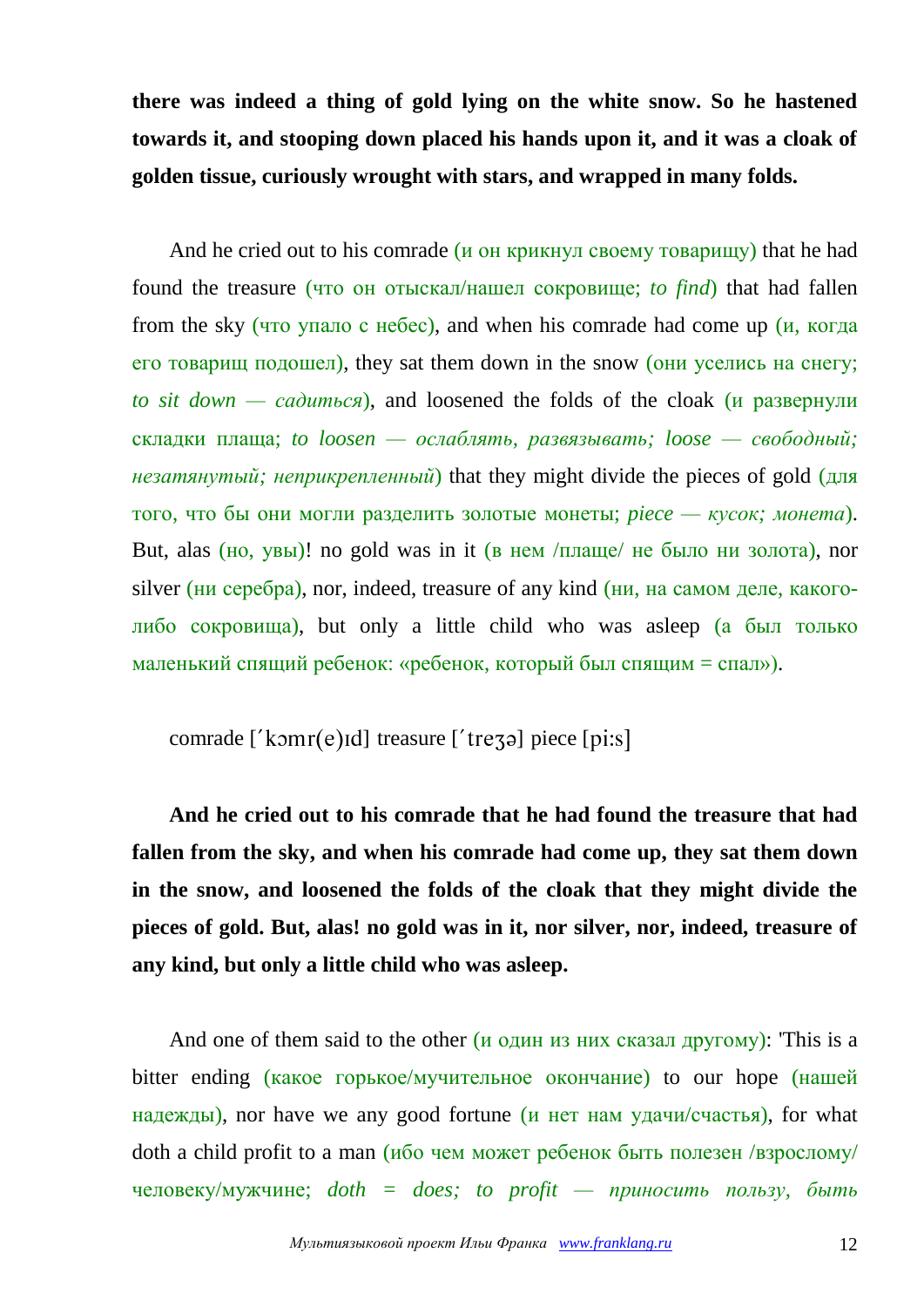**there was indeed a thing of gold lying on the white snow. So he hastened towards it, and stooping down placed his hands upon it, and it was a cloak of golden tissue, curiously wrought with stars, and wrapped in many folds.**

And he cried out to his comrade (и он крикнул своему товарищу) that he had found the treasure (что он отыскал/нашел сокровище; *to find*) that had fallen from the sky (что упало с небес), and when his comrade had come up (и, когда его товарищ подошел), they sat them down in the snow (они уселись на снегу; *to sit down — садиться*), and loosened the folds of the cloak (и развернули складки плаща; *to loosen — ослаблять, развязывать; loose — свободный; незатянутый; неприкрепленный*) that they might divide the pieces of gold (для того, что бы они могли разделить золотые монеты; *piece — кусок; монета*). But, alas (но, увы)! no gold was in it (в нем /плаще/ не было ни золота), nor silver (ни серебра), nor, indeed, treasure of any kind (ни, на самом деле, какого-либо сокровища), but only a little child who was asleep (а был только маленький спящий ребенок: «ребенок, который был спящим = спал»).

comrade [ˊkɔmr(e)ɪd] treasure [ˊtreʒə] piece [pi:s]

**And he cried out to his comrade that he had found the treasure that had fallen from the sky, and when his comrade had come up, they sat them down in the snow, and loosened the folds of the cloak that they might divide the pieces of gold. But, alas! no gold was in it, nor silver, nor, indeed, treasure of any kind, but only a little child who was asleep.**

And one of them said to the other (и один из них сказал другому): 'This is a bitter ending (какое горькое/мучительное окончание) to our hope (нашей надежды), nor have we any good fortune (и нет нам удачи/счастья), for what doth a child profit to a man (ибо чем может ребенок быть полезен /взрослому/ человеку/мужчине; *doth = does; to profit — приносить пользу, быть*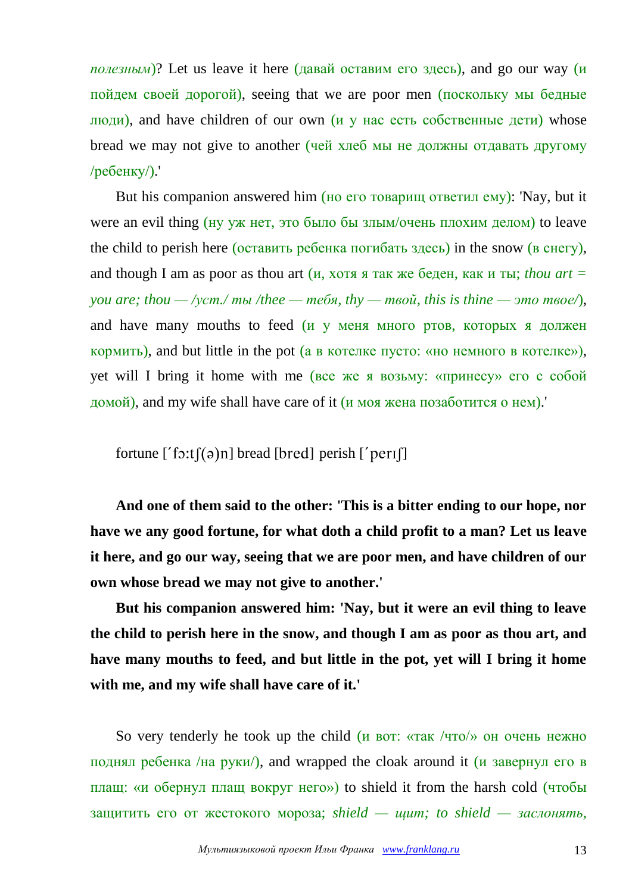*полезным*)? Let us leave it here (давай оставим его здесь), and go our way (и пойдем своей дорогой), seeing that we are poor men (поскольку мы бедные люди), and have children of our own (и у нас есть собственные дети) whose bread we may not give to another (чей хлеб мы не должны отдавать другому /ребенку/).'

But his companion answered him (но его товарищ ответил ему): 'Nay, but it were an evil thing (ну уж нет, это было бы злым/очень плохим делом) to leave the child to perish here (оставить ребенка погибать здесь) in the snow (в снегу), and though I am as poor as thou art (и, хотя я так же беден, как и ты; *thou art = you are; thou — /уст./ ты /thee — тебя, thy — твой, this is thine — это твое/*), and have many mouths to feed (и у меня много ртов, которых я должен кормить), and but little in the pot (а в котелке пусто: «но немного в котелке»), yet will I bring it home with me (все же я возьму: «принесу» его с собой домой), and my wife shall have care of it (и моя жена позаботится о нем).'

fortune [ˊfɔ:tʃ(ə)n] bread [bred] perish [ˊperɪʃ]

**And one of them said to the other: 'This is a bitter ending to our hope, nor have we any good fortune, for what doth a child profit to a man? Let us leave it here, and go our way, seeing that we are poor men, and have children of our own whose bread we may not give to another.'**

**But his companion answered him: 'Nay, but it were an evil thing to leave the child to perish here in the snow, and though I am as poor as thou art, and have many mouths to feed, and but little in the pot, yet will I bring it home with me, and my wife shall have care of it.'**

So very tenderly he took up the child (и вот: «так /что/» он очень нежно поднял ребенка /на руки/), and wrapped the cloak around it (и завернул его в плащ: «и обернул плащ вокруг него») to shield it from the harsh cold (чтобы защитить его от жестокого мороза; *shield — щит; to shield — заслонять,*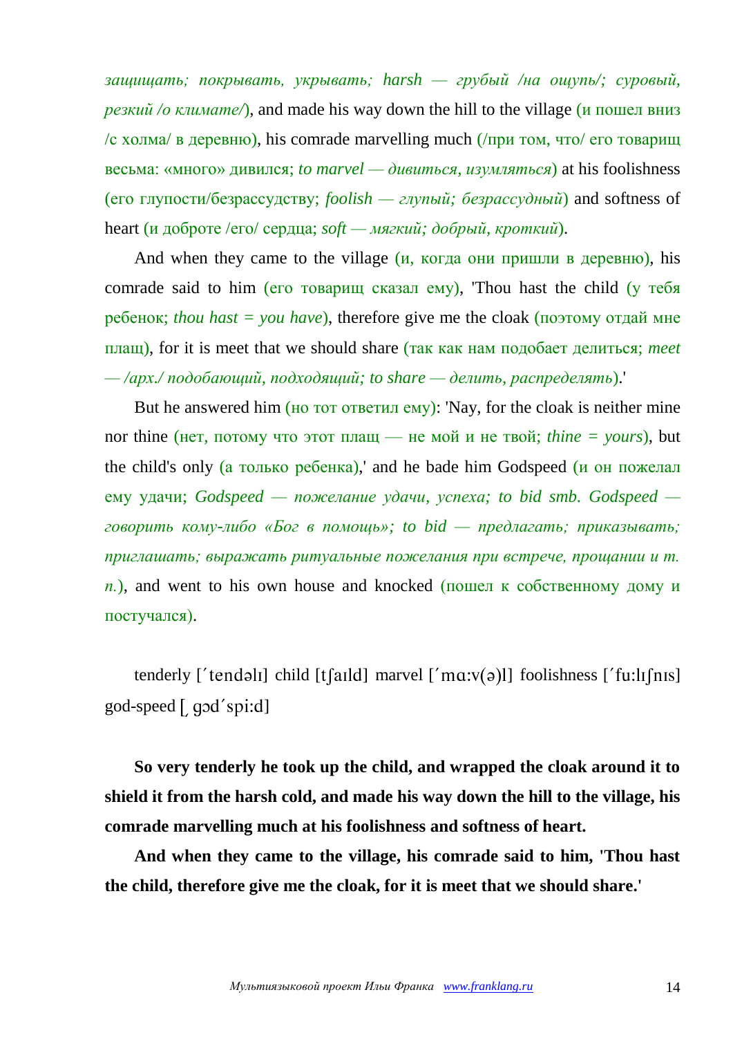*защищать; покрывать, укрывать; harsh — грубый /на ощупь/; суровый, резкий /о климате/*), and made his way down the hill to the village (и пошел вниз /с холма/ в деревню), his comrade marvelling much (/при том, что/ его товарищ весьма: «много» дивился; *to marvel — дивиться, изумляться*) at his foolishness (его глупости/безрассудству; *foolish — глупый; безрассудный*) and softness of heart (и доброте /его/ сердца; *soft — мягкий; добрый, кроткий*).

And when they came to the village (и, когда они пришли в деревню), his comrade said to him (его товарищ сказал ему), 'Thou hast the child (у тебя ребенок; *thou hast = you have*), therefore give me the cloak (поэтому отдай мне плащ), for it is meet that we should share (так как нам подобает делиться; *meet — /арх./ подобающий, подходящий; to share — делить, распределять*).'

But he answered him (но тот ответил ему): 'Nay, for the cloak is neither mine nor thine (нет, потому что этот плащ — не мой и не твой; *thine = yours*), but the child's only (а только ребенка),' and he bade him Godspeed (и он пожелал ему удачи; *Godspeed — пожелание удачи, успеха; to bid smb. Godspeed — говорить кому-либо «Бог в помощь»; to bid — предлагать; приказывать; приглашать; выражать ритуальные пожелания при встрече, прощании и т. п.*), and went to his own house and knocked (пошел к собственному дому и постучался).

tenderly [ˈtendəlɪ] child [tʃaɪld] marvel [ˈmɑːv(ə)l] foolishness [ˈfuːlɪʃnɪs] god-speed [ˌgɔdˈspiːd]

**So very tenderly he took up the child, and wrapped the cloak around it to shield it from the harsh cold, and made his way down the hill to the village, his comrade marvelling much at his foolishness and softness of heart.**

**And when they came to the village, his comrade said to him, 'Thou hast the child, therefore give me the cloak, for it is meet that we should share.'**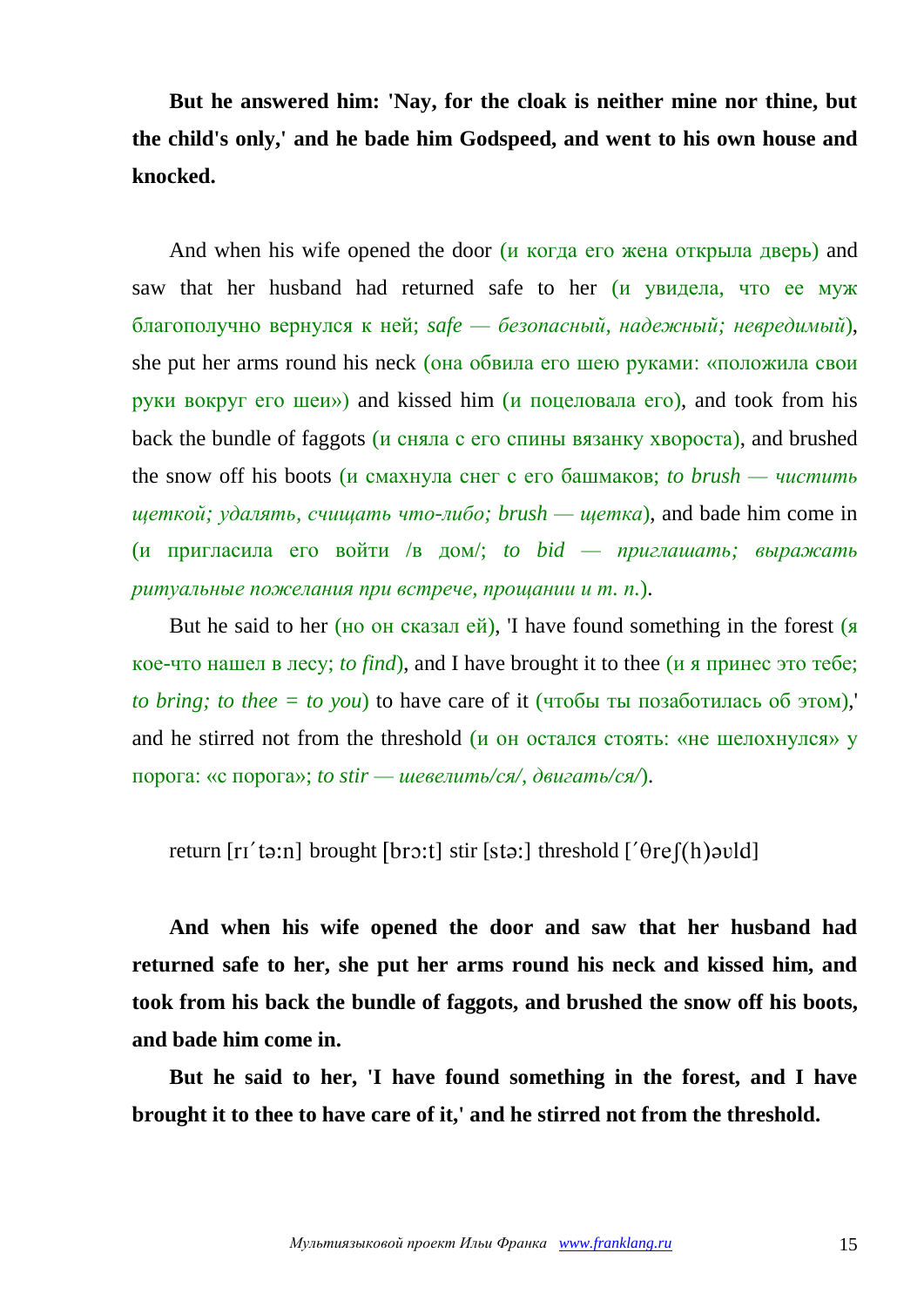**But he answered him: 'Nay, for the cloak is neither mine nor thine, but the child's only,' and he bade him Godspeed, and went to his own house and knocked.**

And when his wife opened the door (и когда его жена открыла дверь) and saw that her husband had returned safe to her (и увидела, что ее муж благополучно вернулся к ней; *safe — безопасный, надежный; невредимый*), she put her arms round his neck (она обвила его шею руками: «положила свои руки вокруг его шеи») and kissed him (и поцеловала его), and took from his back the bundle of faggots (и сняла с его спины вязанку хвороста), and brushed the snow off his boots (и смахнула снег с его башмаков; *to brush — чистить щеткой; удалять, счищать что-либо; brush — щетка*), and bade him come in (и пригласила его войти /в дом/; *to bid — приглашать; выражать ритуальные пожелания при встрече, прощании и т. п.*).

But he said to her (но он сказал ей), 'I have found something in the forest (я кое-что нашел в лесу; *to find*), and I have brought it to thee (и я принес это тебе; *to bring; to thee = to you*) to have care of it (чтобы ты позаботилась об этом),' and he stirred not from the threshold (и он остался стоять: «не шелохнулся» у порога: «с порога»; *to stir — шевелить/ся/, двигать/ся/*).

return [rɪˊtə:n] brought [brɔ:t] stir [stə:] threshold [ˊθreʃ(h)əʊld]

**And when his wife opened the door and saw that her husband had returned safe to her, she put her arms round his neck and kissed him, and took from his back the bundle of faggots, and brushed the snow off his boots, and bade him come in.**

**But he said to her, 'I have found something in the forest, and I have brought it to thee to have care of it,' and he stirred not from the threshold.**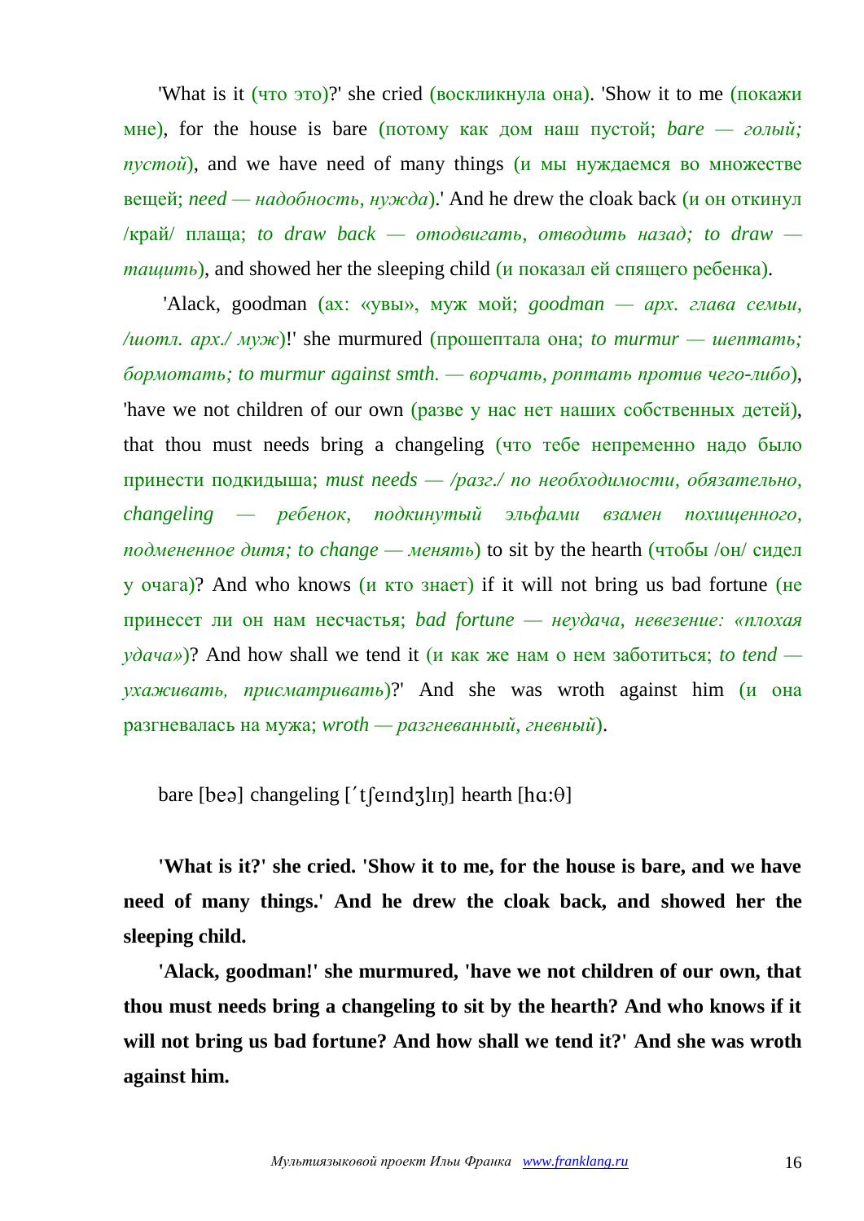'What is it (что это)?' she cried (воскликнула она). 'Show it to me (покажи мне), for the house is bare (потому как дом наш пустой; *bare — голый; пустой*), and we have need of many things (и мы нуждаемся во множестве вещей; *need — надобность, нужда*).' And he drew the cloak back (и он откинул /край/ плаща; *to draw back — отодвигать, отводить назад; to draw — тащить*), and showed her the sleeping child (и показал ей спящего ребенка).

'Alack, goodman (ах: «увы», муж мой; *goodman — арх. глава семьи, /шотл. арх./ муж*)!' she murmured (прошептала она; *to murmur — шептать; бормотать; to murmur against smth. — ворчать, роптать против чего-либо*), 'have we not children of our own (разве у нас нет наших собственных детей), that thou must needs bring a changeling (что тебе непременно надо было принести подкидыша; *must needs — /разг./ по необходимости, обязательно, changeling — ребенок, подкинутый эльфами взамен похищенного, подмененное дитя; to change — менять*) to sit by the hearth (чтобы /он/ сидел у очага)? And who knows (и кто знает) if it will not bring us bad fortune (не принесет ли он нам несчастья; *bad fortune — неудача, невезение: «плохая удача»*)? And how shall we tend it (и как же нам о нем заботиться; *to tend — ухаживать, присматривать*)?' And she was wroth against him (и она разгневалась на мужа; *wroth — разгневанный, гневный*).

bare [beə] changeling [ˊtʃeɪndʒlɪŋ] hearth [hɑ:θ]

**'What is it?' she cried. 'Show it to me, for the house is bare, and we have need of many things.' And he drew the cloak back, and showed her the sleeping child.**

**'Alack, goodman!' she murmured, 'have we not children of our own, that thou must needs bring a changeling to sit by the hearth? And who knows if it will not bring us bad fortune? And how shall we tend it?' And she was wroth against him.**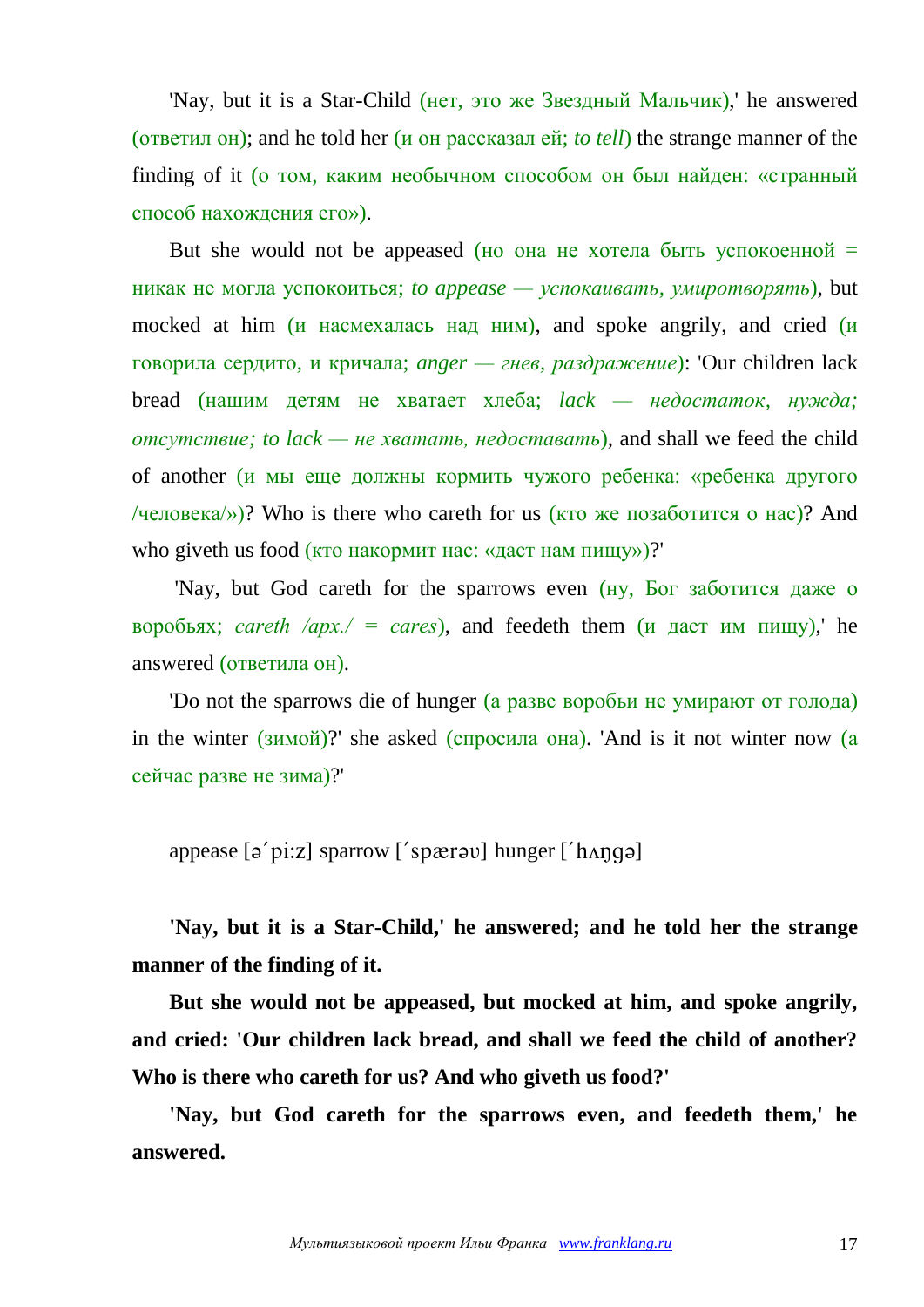'Nay, but it is a Star-Child (нет, это же Звездный Мальчик),' he answered (ответил он); and he told her (и он рассказал ей; *to tell*) the strange manner of the finding of it (о том, каким необычном способом он был найден: «странный способ нахождения его»).

But she would not be appeased (но она не хотела быть успокоенной = никак не могла успокоиться; *to appease — успокаивать, умиротворять*), but mocked at him (и насмехалась над ним), and spoke angrily, and cried (и говорила сердито, и кричала; *anger — гнев, раздражение*): 'Our children lack bread (нашим детям не хватает хлеба; *lack — недостаток, нужда; отсутствие; to lack — не хватать, недоставать*), and shall we feed the child of another (и мы еще должны кормить чужого ребенка: «ребенка другого /человека/»)? Who is there who careth for us (кто же позаботится о нас)? And who giveth us food (кто накормит нас: «даст нам пищу»)?'

'Nay, but God careth for the sparrows even (ну, Бог заботится даже о воробьях; *careth /арх./ = cares*), and feedeth them (и дает им пищу),' he answered (ответила он).

'Do not the sparrows die of hunger (а разве воробьи не умирают от голода) in the winter (зимой)?' she asked (спросила она). 'And is it not winter now (а сейчас разве не зима)?'

appease [əˊpi:z] sparrow [ˊspærəʊ] hunger [ˊhʌŋgə]

**'Nay, but it is a Star-Child,' he answered; and he told her the strange manner of the finding of it.**

**But she would not be appeased, but mocked at him, and spoke angrily, and cried: 'Our children lack bread, and shall we feed the child of another? Who is there who careth for us? And who giveth us food?'**

**'Nay, but God careth for the sparrows even, and feedeth them,' he answered.**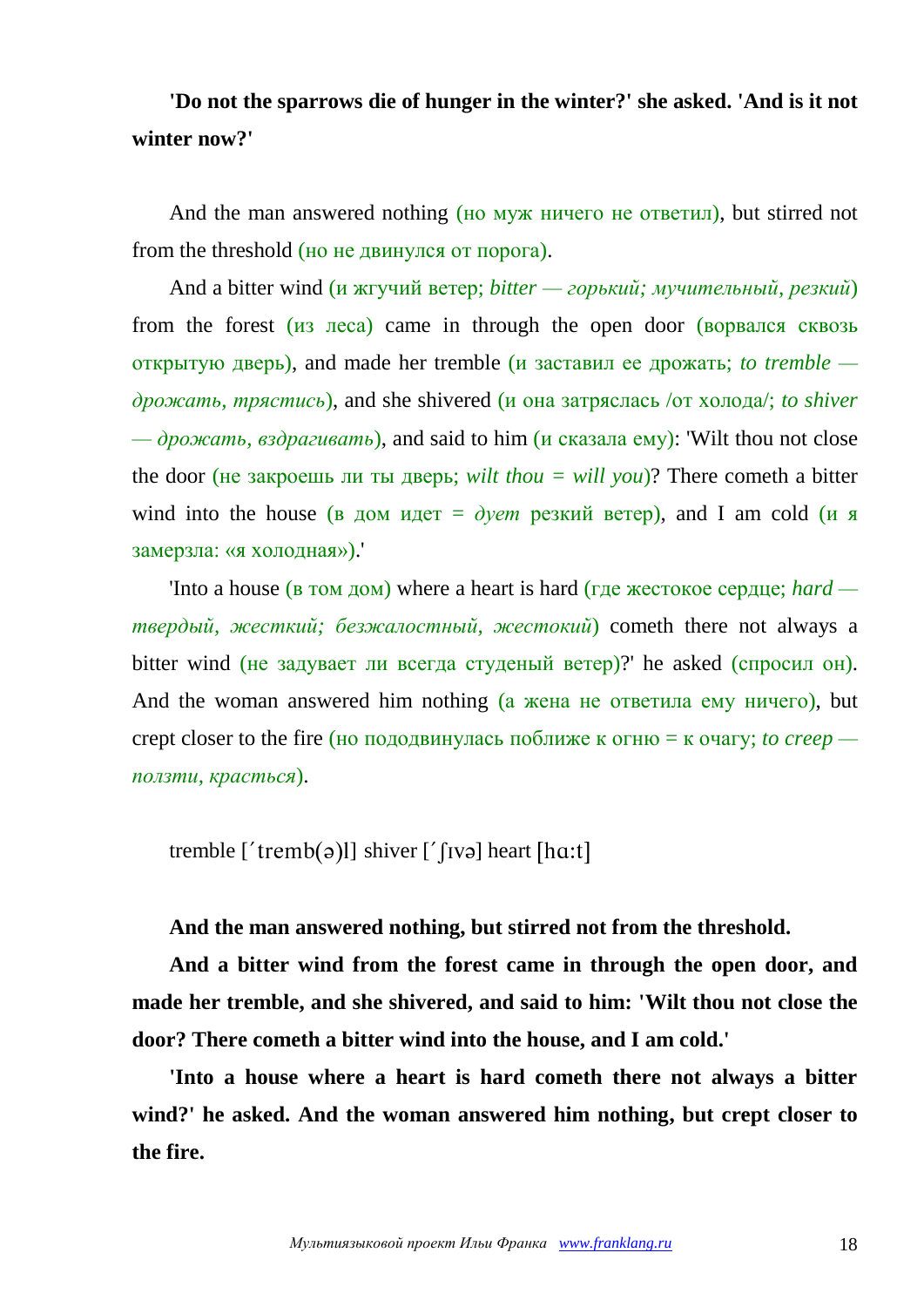**'Do not the sparrows die of hunger in the winter?' she asked. 'And is it not winter now?'**

And the man answered nothing (но муж ничего не ответил), but stirred not from the threshold (но не двинулся от порога).

And a bitter wind (и жгучий ветер; *bitter — горький; мучительный, резкий*) from the forest (из леса) came in through the open door (ворвался сквозь открытую дверь), and made her tremble (и заставил ее дрожать; *to tremble — дрожать, трястись*), and she shivered (и она затряслась /от холода/; *to shiver — дрожать, вздрагивать*), and said to him (и сказала ему): 'Wilt thou not close the door (не закроешь ли ты дверь; *wilt thou = will you*)? There cometh a bitter wind into the house (в дом идет = *дует* резкий ветер), and I am cold (и я замерзла: «я холодная»).'

'Into a house (в том дом) where a heart is hard (где жестокое сердце; *hard — твердый, жесткий; безжалостный, жестокий*) cometh there not always a bitter wind (не задувает ли всегда студеный ветер)?' he asked (спросил он). And the woman answered him nothing (а жена не ответила ему ничего), but crept closer to the fire (но пододвинулась поближе к огню = к очагу; *to creep — ползти, красться*).

tremble [΄tremb(ə)l] shiver [΄ʃɪvə] heart [hɑ:t]

**And the man answered nothing, but stirred not from the threshold.**

**And a bitter wind from the forest came in through the open door, and made her tremble, and she shivered, and said to him: 'Wilt thou not close the door? There cometh a bitter wind into the house, and I am cold.'**

**'Into a house where a heart is hard cometh there not always a bitter wind?' he asked. And the woman answered him nothing, but crept closer to the fire.**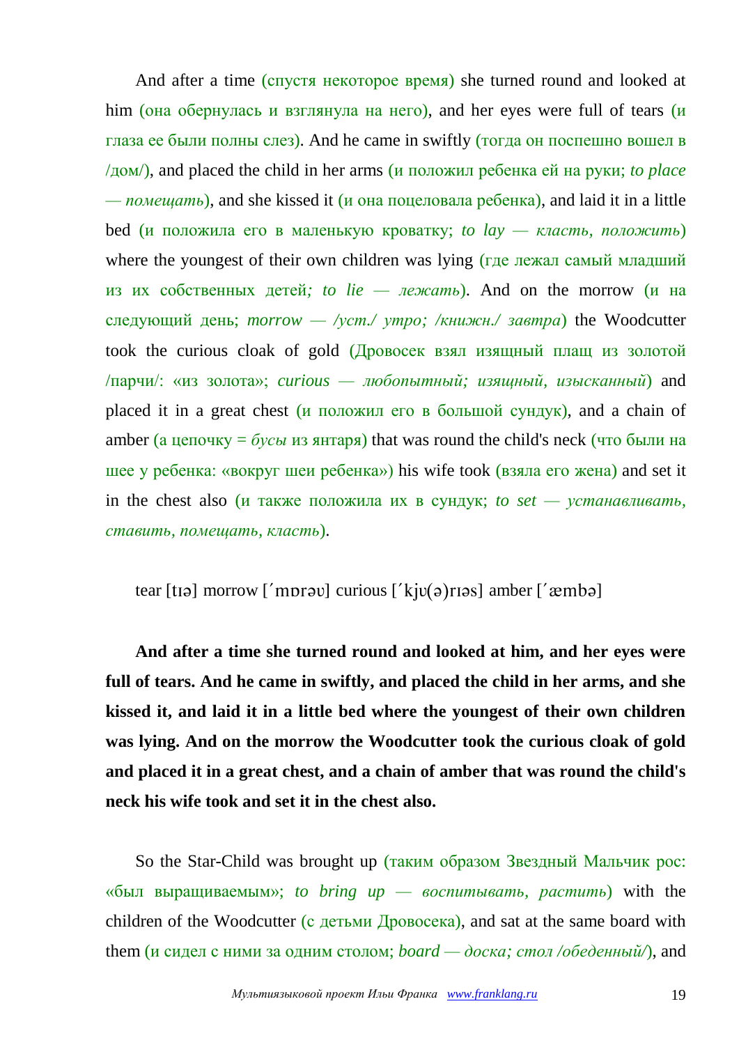And after a time (спустя некоторое время) she turned round and looked at him (она обернулась и взглянула на него), and her eyes were full of tears (и глаза ее были полны слез). And he came in swiftly (тогда он поспешно вошел в /дом/), and placed the child in her arms (и положил ребенка ей на руки; *to place — помещать*), and she kissed it (и она поцеловала ребенка), and laid it in a little bed (и положила его в маленькую кроватку; *to lay — класть, положить*) where the youngest of their own children was lying (где лежал самый младший из их собственных детей*; to lie — лежать*). And on the morrow (и на следующий день; *morrow — /уст./ утро; /книжн./ завтра*) the Woodcutter took the curious cloak of gold (Дровосек взял изящный плащ из золотой /парчи/: «из золота»; *curious — любопытный; изящный, изысканный*) and placed it in a great chest (и положил его в большой сундук), and a chain of amber (а цепочку = *бусы* из янтаря) that was round the child's neck (что были на шее у ребенка: «вокруг шеи ребенка») his wife took (взяла его жена) and set it in the chest also (и также положила их в сундук; *to set — устанавливать, ставить, помещать, класть*).

tear [tɪə] morrow [ˈmɒrəʊ] curious [ˈkjʊ(ə)rɪəs] amber [ˈæmbə]

**And after a time she turned round and looked at him, and her eyes were full of tears. And he came in swiftly, and placed the child in her arms, and she kissed it, and laid it in a little bed where the youngest of their own children was lying. And on the morrow the Woodcutter took the curious cloak of gold and placed it in a great chest, and a chain of amber that was round the child's neck his wife took and set it in the chest also.**

So the Star-Child was brought up (таким образом Звездный Мальчик рос: «был выращиваемым»; *to bring up — воспитывать, растить*) with the children of the Woodcutter (с детьми Дровосека), and sat at the same board with them (и сидел с ними за одним столом; *board — доска; стол /обеденный/*), and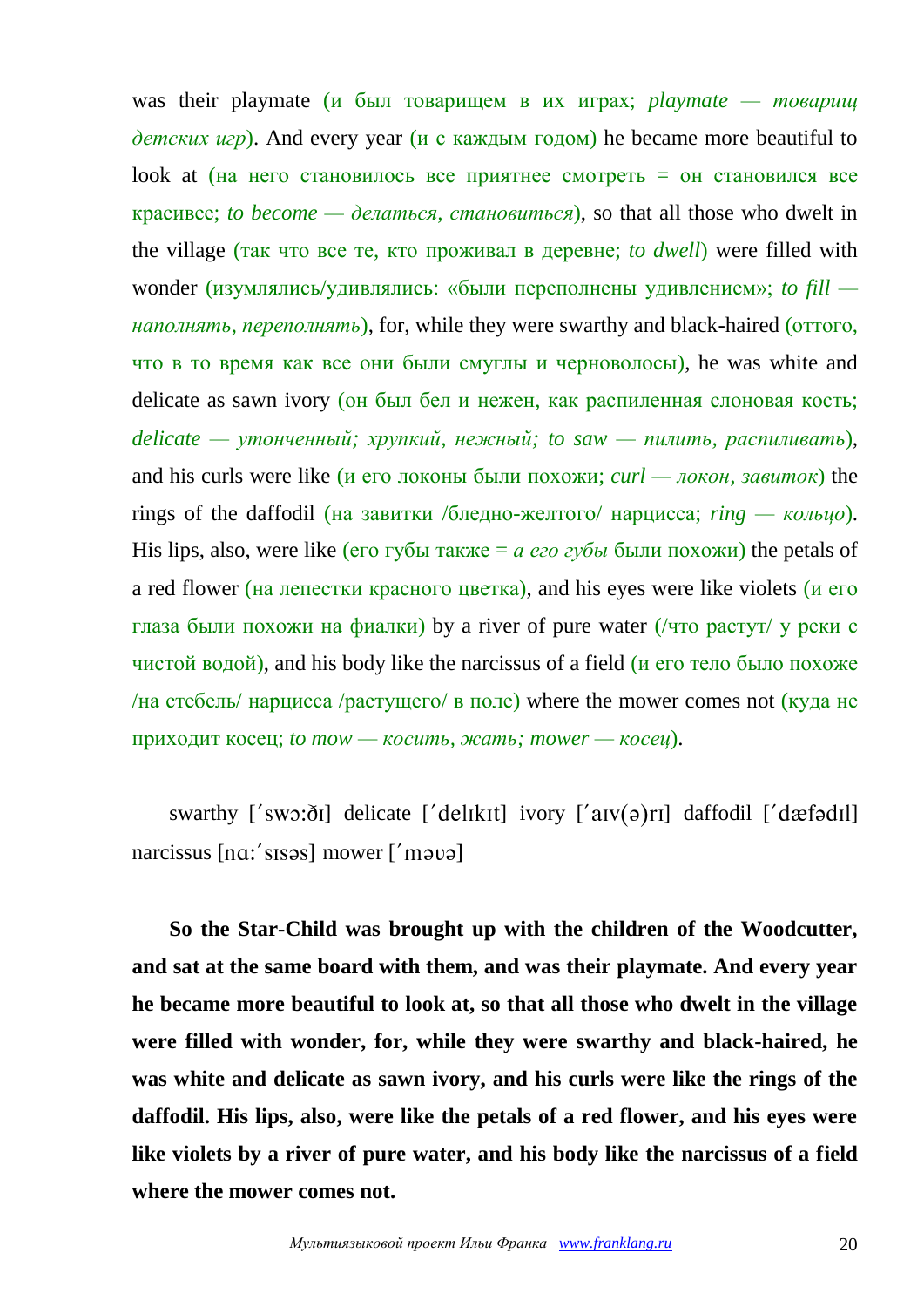was their playmate (и был товарищем в их играх; *playmate — товарищ детских игр*). And every year (и с каждым годом) he became more beautiful to look at (на него становилось все приятнее смотреть = он становился все красивее; *to become — делаться, становиться*), so that all those who dwelt in the village (так что все те, кто проживал в деревне; *to dwell*) were filled with wonder (изумлялись/удивлялись: «были переполнены удивлением»; *to fill — наполнять, переполнять*), for, while they were swarthy and black-haired (оттого, что в то время как все они были смуглы и черноволосы), he was white and delicate as sawn ivory (он был бел и нежен, как распиленная слоновая кость; *delicate — утонченный; хрупкий, нежный; to saw — пилить, распиливать*), and his curls were like (и его локоны были похожи; *curl — локон, завиток*) the rings of the daffodil (на завитки /бледно-желтого/ нарцисса; *ring — кольцо*). His lips, also, were like (его губы также = *а его губы* были похожи) the petals of a red flower (на лепестки красного цветка), and his eyes were like violets (и его глаза были похожи на фиалки) by a river of pure water (/что растут/ у реки с чистой водой), and his body like the narcissus of a field (и его тело было похоже /на стебель/ нарцисса /растущего/ в поле) where the mower comes not (куда не приходит косец; *to mow — косить, жать; mower — косец*).

swarthy [ˈswɔːðɪ] delicate [ˈdelɪkɪt] ivory [ˈaɪv(ə)rɪ] daffodil [ˈdæfədɪl] narcissus [nɑːˈsɪsəs] mower [ˈməʊə]

**So the Star-Child was brought up with the children of the Woodcutter, and sat at the same board with them, and was their playmate. And every year he became more beautiful to look at, so that all those who dwelt in the village were filled with wonder, for, while they were swarthy and black-haired, he was white and delicate as sawn ivory, and his curls were like the rings of the daffodil. His lips, also, were like the petals of a red flower, and his eyes were like violets by a river of pure water, and his body like the narcissus of a field where the mower comes not.**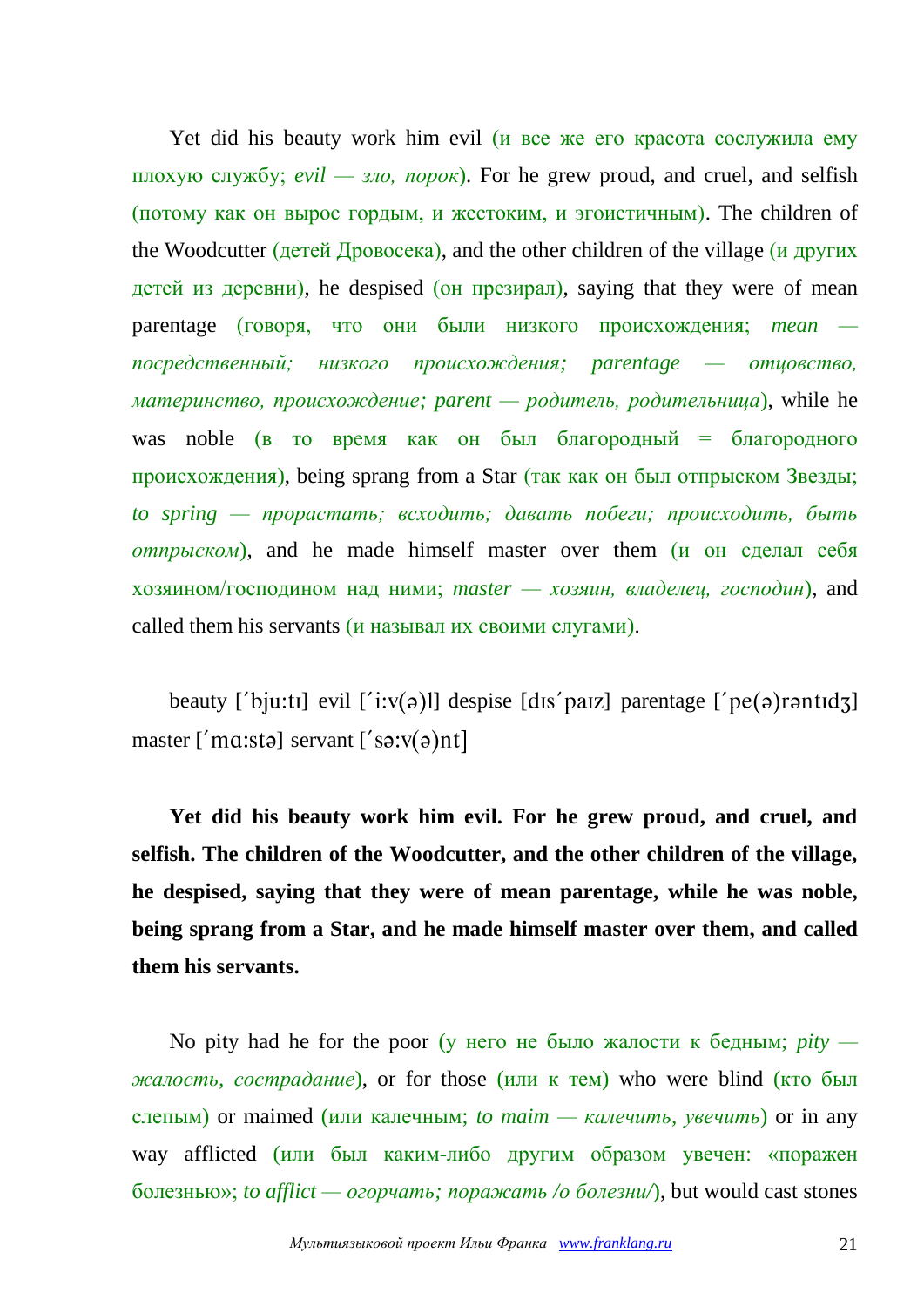Yet did his beauty work him evil (и все же его красота сослужила ему плохую службу; *evil — зло, порок*). For he grew proud, and cruel, and selfish (потому как он вырос гордым, и жестоким, и эгоистичным). The children of the Woodcutter (детей Дровосека), and the other children of the village (и других детей из деревни), he despised (он презирал), saying that they were of mean parentage (говоря, что они были низкого происхождения; *mean — посредственный; низкого происхождения; parentage — отцовство, материнство, происхождение; parent — родитель, родительница*), while he was noble (в то время как он был благородный = благородного происхождения), being sprang from a Star (так как он был отпрыском Звезды; *to spring — прорастать; всходить; давать побеги; происходить, быть отпрыском*), and he made himself master over them (и он сделал себя хозяином/господином над ними; *master — хозяин, владелец, господин*), and called them his servants (и называл их своими слугами).

beauty [ˊbju:tɪ] evil [ˊi:v(ə)l] despise [dɪsˊpaɪz] parentage [ˊpe(ə)rəntɪdʒ] master [ˊmɑ:stə] servant [ˊsə:v(ə)nt]

**Yet did his beauty work him evil. For he grew proud, and cruel, and selfish. The children of the Woodcutter, and the other children of the village, he despised, saying that they were of mean parentage, while he was noble, being sprang from a Star, and he made himself master over them, and called them his servants.**

No pity had he for the poor (у него не было жалости к бедным; *pity — жалость, сострадание*), or for those (или к тем) who were blind (кто был слепым) or maimed (или калечным; *to maim — калечить, увечить*) or in any way afflicted (или был каким-либо другим образом увечен: «поражен болезнью»; *to afflict — огорчать; поражать /о болезни/*), but would cast stones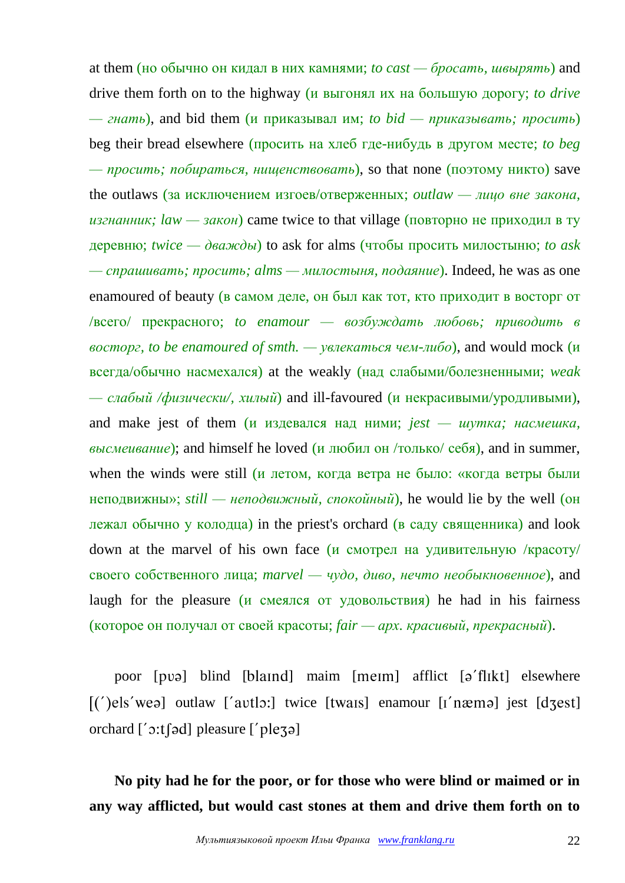at them (но обычно он кидал в них камнями; *to cast — бросать, швырять*) and drive them forth on to the highway (и выгонял их на большую дорогу; *to drive — гнать*), and bid them (и приказывал им; *to bid — приказывать; просить*) beg their bread elsewhere (просить на хлеб где-нибудь в другом месте; *to beg — просить; побираться, нищенствовать*), so that none (поэтому никто) save the outlaws (за исключением изгоев/отверженных; *outlaw — лицо вне закона, изгнанник; law — закон*) came twice to that village (повторно не приходил в ту деревню; *twice — дважды*) to ask for alms (чтобы просить милостыню; *to ask — спрашивать; просить; alms — милостыня, подаяние*). Indeed, he was as one enamoured of beauty (в самом деле, он был как тот, кто приходит в восторг от /всего/ прекрасного; *to enamour — возбуждать любовь; приводить в восторг, to be enamoured of smth. — увлекаться чем-либо*), and would mock (и всегда/обычно насмехался) at the weakly (над слабыми/болезненными; *weak — слабый /физически/, хилый*) and ill-favoured (и некрасивыми/уродливыми), and make jest of them (и издевался над ними; *jest — шутка; насмешка, высмеивание*); and himself he loved (и любил он /только/ себя), and in summer, when the winds were still (и летом, когда ветра не было: «когда ветры были неподвижны»; *still — неподвижный, спокойный*), he would lie by the well (он лежал обычно у колодца) in the priest's orchard (в саду священника) and look down at the marvel of his own face (и смотрел на удивительную /красоту/ своего собственного лица; *marvel — чудо, диво, нечто необыкновенное*), and laugh for the pleasure (и смеялся от удовольствия) he had in his fairness (которое он получал от своей красоты; *fair — арх. красивый, прекрасный*).

poor [pʊə] blind [blaɪnd] maim [meɪm] afflict [ə'flɪkt] elsewhere [(')els'weə] outlaw ['aʊtlɔ:] twice [twaɪs] enamour [ɪ'næmə] jest [dʒest] orchard ['ɔ:tʃəd] pleasure ['pleʒə]

**No pity had he for the poor, or for those who were blind or maimed or in any way afflicted, but would cast stones at them and drive them forth on to**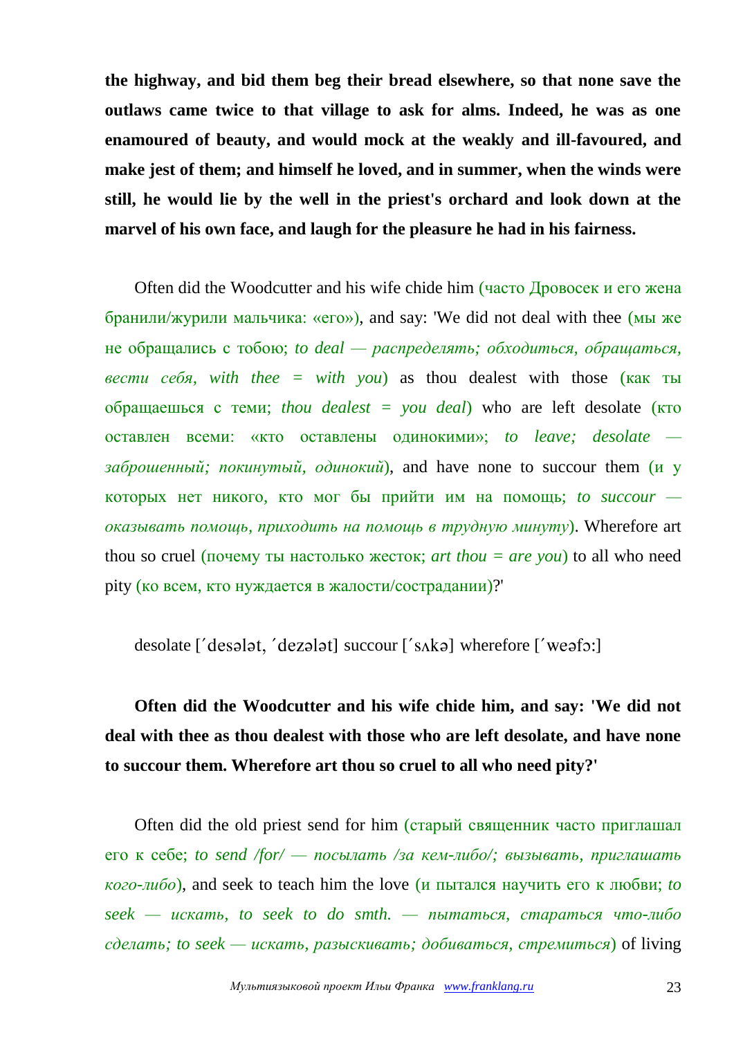**the highway, and bid them beg their bread elsewhere, so that none save the outlaws came twice to that village to ask for alms. Indeed, he was as one enamoured of beauty, and would mock at the weakly and ill-favoured, and make jest of them; and himself he loved, and in summer, when the winds were still, he would lie by the well in the priest's orchard and look down at the marvel of his own face, and laugh for the pleasure he had in his fairness.**

Often did the Woodcutter and his wife chide him (часто Дровосек и его жена бранили/журили мальчика: «его»), and say: 'We did not deal with thee (мы же не обращались с тобою; *to deal — распределять; обходиться, обращаться, вести себя, with thee = with you*) as thou dealest with those (как ты обращаешься с теми; *thou dealest = you deal*) who are left desolate (кто оставлен всеми: «кто оставлены одинокими»; *to leave; desolate — заброшенный; покинутый, одинокий*), and have none to succour them (и у которых нет никого, кто мог бы прийти им на помощь; *to succour — оказывать помощь, приходить на помощь в трудную минуту*). Wherefore art thou so cruel (почему ты настолько жесток; *art thou = are you*) to all who need pity (ко всем, кто нуждается в жалости/сострадании)?'

desolate [΄desələt, ΄dezələt] succour [΄sʌkə] wherefore [΄weəfɔ:]

**Often did the Woodcutter and his wife chide him, and say: 'We did not deal with thee as thou dealest with those who are left desolate, and have none to succour them. Wherefore art thou so cruel to all who need pity?'**

Often did the old priest send for him (старый священник часто приглашал его к себе; *to send /for/ — посылать /за кем-либо/; вызывать, приглашать кого-либо*), and seek to teach him the love (и пытался научить его к любви; *to seek — искать, to seek to do smth. — пытаться, стараться что-либо сделать; to seek — искать, разыскивать; добиваться, стремиться*) of living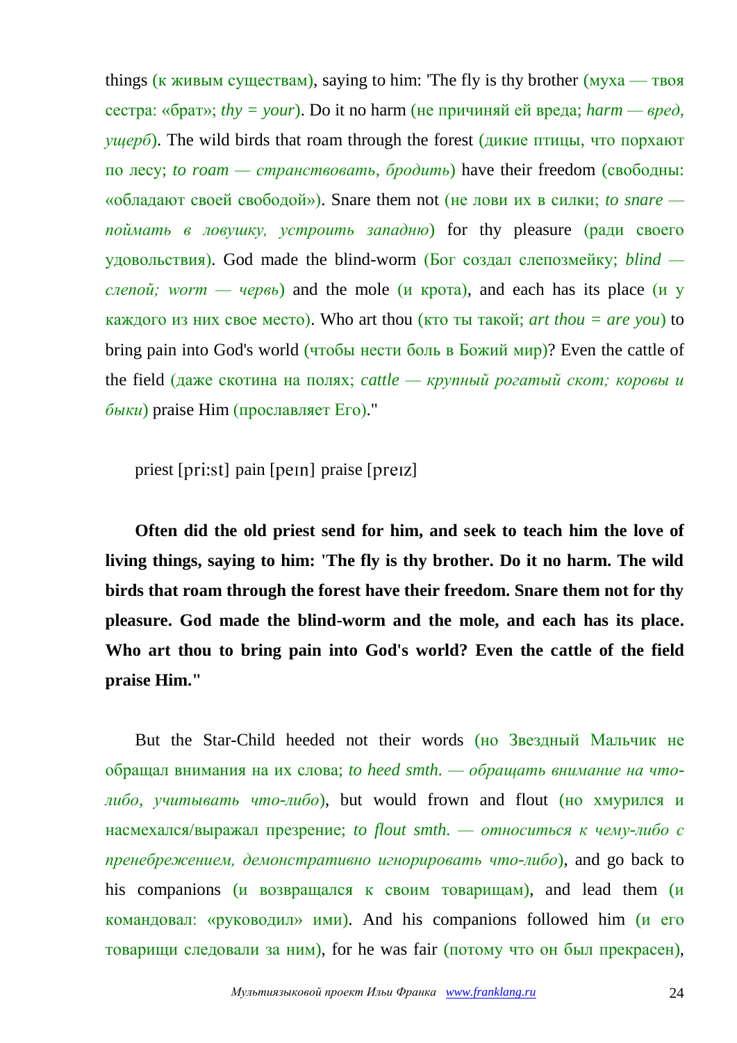things (к живым существам), saying to him: 'The fly is thy brother (муха — твоя сестра: «брат»; *thy = your*). Do it no harm (не причиняй ей вреда; *harm — вред, ущерб*). The wild birds that roam through the forest (дикие птицы, что порхают по лесу; *to roam — странствовать, бродить*) have their freedom (свободны: «обладают своей свободой»). Snare them not (не лови их в силки; *to snare — поймать в ловушку, устроить западню*) for thy pleasure (ради своего удовольствия). God made the blind-worm (Бог создал слепозмейку; *blind — слепой; worm — червь*) and the mole (и крота), and each has its place (и у каждого из них свое место). Who art thou (кто ты такой; *art thou = are you*) to bring pain into God's world (чтобы нести боль в Божий мир)? Even the cattle of the field (даже скотина на полях; *cattle — крупный рогатый скот; коровы и быки*) praise Him (прославляет Его)."

priest [pri:st] pain [peɪn] praise [preɪz]

**Often did the old priest send for him, and seek to teach him the love of living things, saying to him: 'The fly is thy brother. Do it no harm. The wild birds that roam through the forest have their freedom. Snare them not for thy pleasure. God made the blind-worm and the mole, and each has its place. Who art thou to bring pain into God's world? Even the cattle of the field praise Him."**

But the Star-Child heeded not their words (но Звездный Мальчик не обращал внимания на их слова; *to heed smth. — обращать внимание на что-либо, учитывать что-либо*), but would frown and flout (но хмурился и насмехался/выражал презрение; *to flout smth. — относиться к чему-либо с пренебрежением, демонстративно игнорировать что-либо*), and go back to his companions (и возвращался к своим товарищам), and lead them (и командовал: «руководил» ими). And his companions followed him (и его товарищи следовали за ним), for he was fair (потому что он был прекрасен),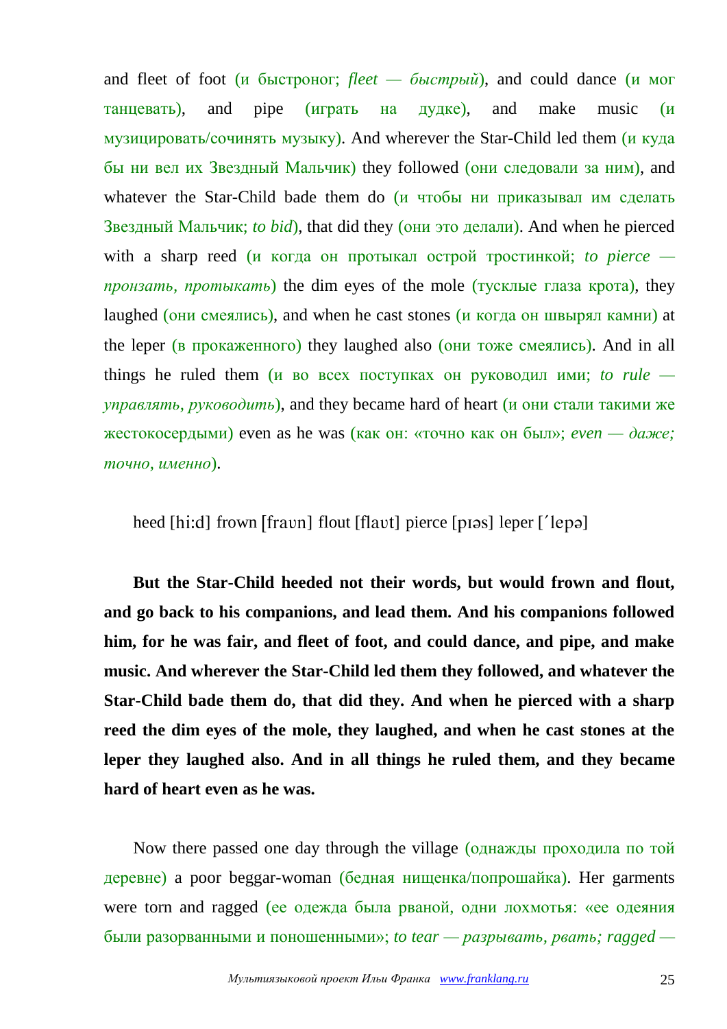and fleet of foot (и быстроног; *fleet — быстрый*), and could dance (и мог танцевать), and pipe (играть на дудке), and make music (и музицировать/сочинять музыку). And wherever the Star-Child led them (и куда бы ни вел их Звездный Мальчик) they followed (они следовали за ним), and whatever the Star-Child bade them do (и чтобы ни приказывал им сделать Звездный Мальчик; *to bid*), that did they (они это делали). And when he pierced with a sharp reed (и когда он протыкал острой тростинкой; *to pierce — пронзать, протыкать*) the dim eyes of the mole (тусклые глаза крота), they laughed (они смеялись), and when he cast stones (и когда он швырял камни) at the leper (в прокаженного) they laughed also (они тоже смеялись). And in all things he ruled them (и во всех поступках он руководил ими; *to rule — управлять, руководить*), and they became hard of heart (и они стали такими же жестокосердыми) even as he was (как он: «точно как он был»; *even — даже; точно, именно*).

heed [hi:d] frown [fraʊn] flout [flaʊt] pierce [pɪəs] leper [´lepə]

**But the Star-Child heeded not their words, but would frown and flout, and go back to his companions, and lead them. And his companions followed him, for he was fair, and fleet of foot, and could dance, and pipe, and make music. And wherever the Star-Child led them they followed, and whatever the Star-Child bade them do, that did they. And when he pierced with a sharp reed the dim eyes of the mole, they laughed, and when he cast stones at the leper they laughed also. And in all things he ruled them, and they became hard of heart even as he was.**

Now there passed one day through the village (однажды проходила по той деревне) a poor beggar-woman (бедная нищенка/попрошайка). Her garments were torn and ragged (ее одежда была рваной, одни лохмотья: «ее одеяния были разорванными и поношенными»; *to tear — разрывать, рвать; ragged —*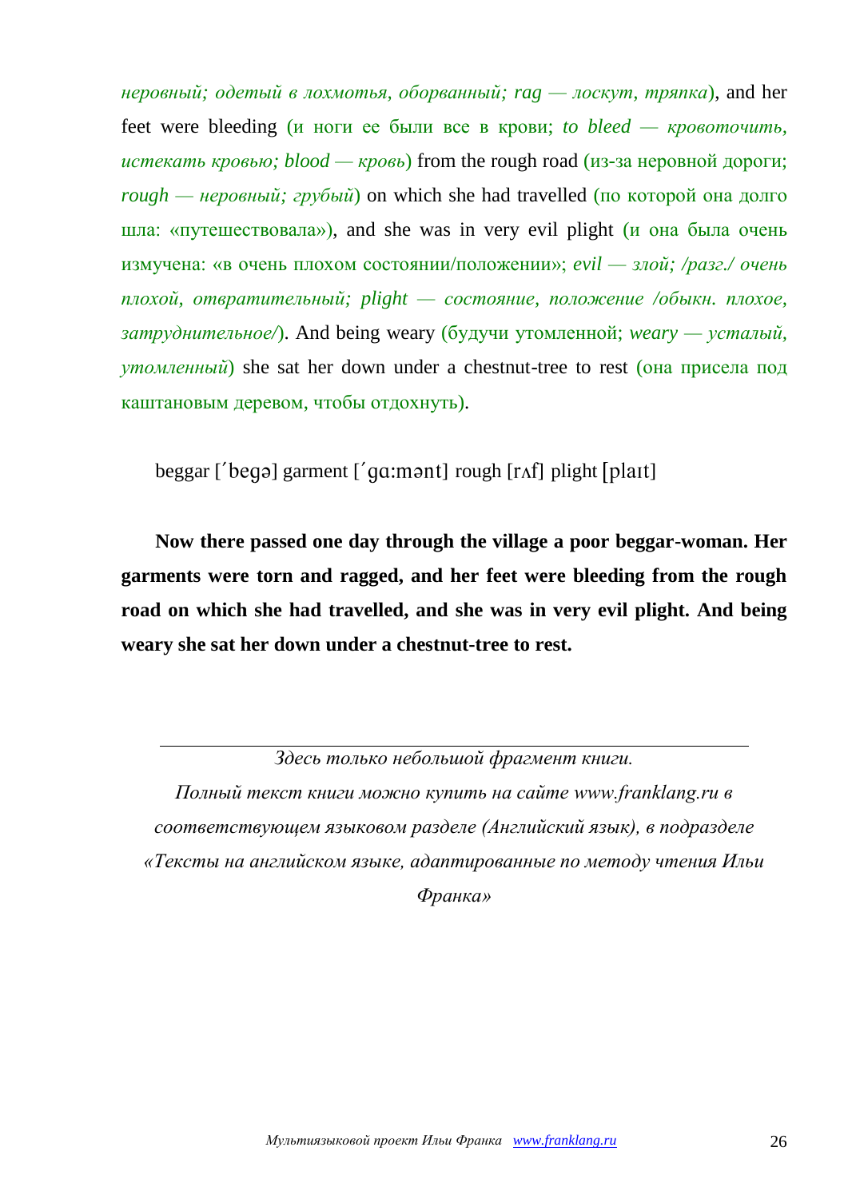*неровный; одетый в лохмотья, оборванный; rag — лоскут, тряпка*), and her feet were bleeding (и ноги ее были все в крови; *to bleed — кровоточить, истекать кровью; blood — кровь*) from the rough road (из-за неровной дороги; *rough — неровный; грубый*) on which she had travelled (по которой она долго шла: «путешествовала»), and she was in very evil plight (и она была очень измучена: «в очень плохом состоянии/положении»; *evil — злой; /разг./ очень плохой, отвратительный; plight — состояние, положение /обыкн. плохое, затруднительное/*). And being weary (будучи утомленной; *weary — усталый, утомленный*) she sat her down under a chestnut-tree to rest (она присела под каштановым деревом, чтобы отдохнуть).

beggar [ˊbegə] garment [ˊgɑ:mənt] rough [rʌf] plight [plaɪt]

**Now there passed one day through the village a poor beggar-woman. Her garments were torn and ragged, and her feet were bleeding from the rough road on which she had travelled, and she was in very evil plight. And being weary she sat her down under a chestnut-tree to rest.**

---

*Здесь только небольшой фрагмент книги.*
*Полный текст книги можно купить на сайте www.franklang.ru в соответствующем языковом разделе (Английский язык), в подразделе «Тексты на английском языке, адаптированные по методу чтения Ильи Франка»*